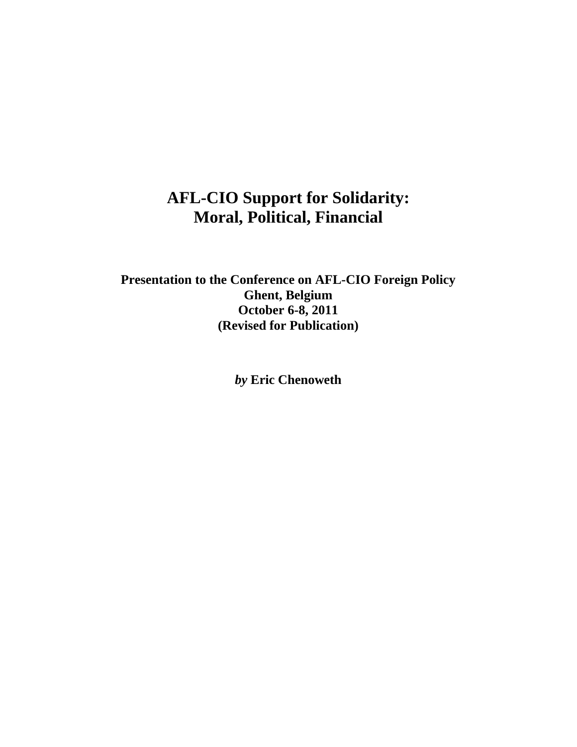# AFL-CIO Support for Solidarity: Moral, Political, Financial

**Presentation to the Conference on AFL-CIO Foreign Policy**
**Ghent, Belgium**
**October 6-8, 2011**
**(Revised for Publication)**

***by* Eric Chenoweth**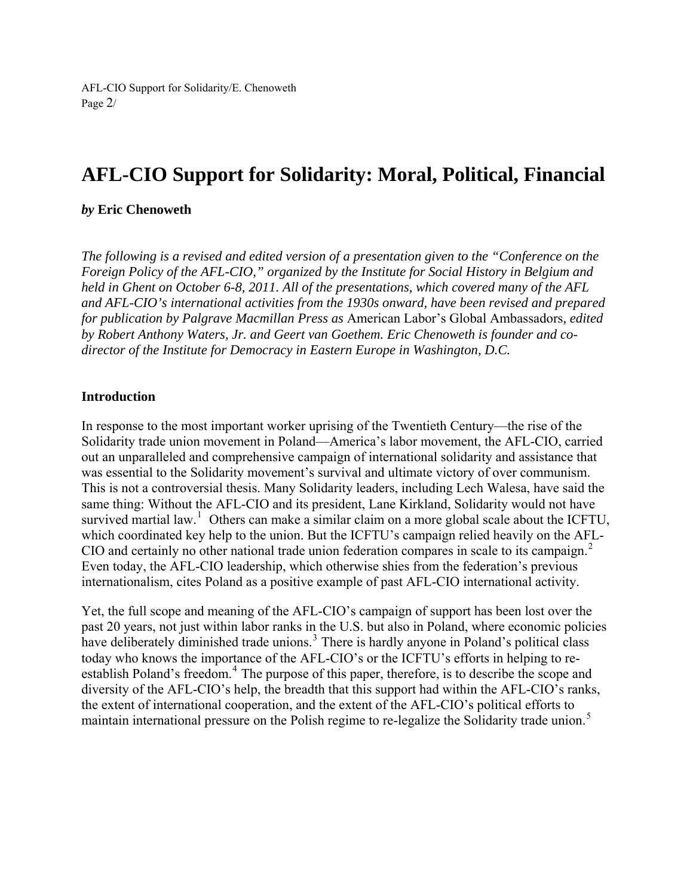# AFL-CIO Support for Solidarity: Moral, Political, Financial

***by* Eric Chenoweth**

*The following is a revised and edited version of a presentation given to the "Conference on the Foreign Policy of the AFL-CIO," organized by the Institute for Social History in Belgium and held in Ghent on October 6-8, 2011. All of the presentations, which covered many of the AFL and AFL-CIO's international activities from the 1930s onward, have been revised and prepared for publication by Palgrave Macmillan Press as* American Labor's Global Ambassadors*, edited by Robert Anthony Waters, Jr. and Geert van Goethem. Eric Chenoweth is founder and co-director of the Institute for Democracy in Eastern Europe in Washington, D.C.*

## Introduction

In response to the most important worker uprising of the Twentieth Century—the rise of the Solidarity trade union movement in Poland—America's labor movement, the AFL-CIO, carried out an unparalleled and comprehensive campaign of international solidarity and assistance that was essential to the Solidarity movement's survival and ultimate victory of over communism. This is not a controversial thesis. Many Solidarity leaders, including Lech Walesa, have said the same thing: Without the AFL-CIO and its president, Lane Kirkland, Solidarity would not have survived martial law.[1] Others can make a similar claim on a more global scale about the ICFTU, which coordinated key help to the union. But the ICFTU's campaign relied heavily on the AFL-CIO and certainly no other national trade union federation compares in scale to its campaign.[2] Even today, the AFL-CIO leadership, which otherwise shies from the federation's previous internationalism, cites Poland as a positive example of past AFL-CIO international activity.

Yet, the full scope and meaning of the AFL-CIO's campaign of support has been lost over the past 20 years, not just within labor ranks in the U.S. but also in Poland, where economic policies have deliberately diminished trade unions.[3] There is hardly anyone in Poland's political class today who knows the importance of the AFL-CIO's or the ICFTU's efforts in helping to re-establish Poland's freedom.[4] The purpose of this paper, therefore, is to describe the scope and diversity of the AFL-CIO's help, the breadth that this support had within the AFL-CIO's ranks, the extent of international cooperation, and the extent of the AFL-CIO's political efforts to maintain international pressure on the Polish regime to re-legalize the Solidarity trade union.[5]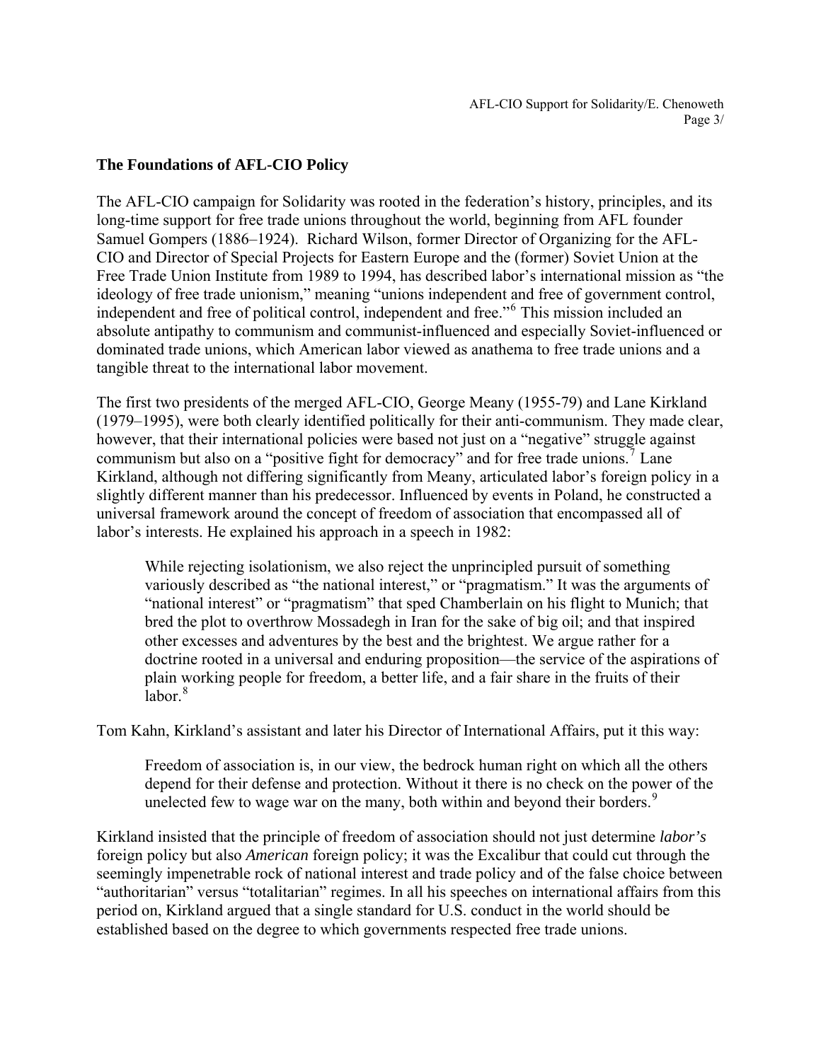## The Foundations of AFL-CIO Policy

The AFL-CIO campaign for Solidarity was rooted in the federation's history, principles, and its long-time support for free trade unions throughout the world, beginning from AFL founder Samuel Gompers (1886–1924). Richard Wilson, former Director of Organizing for the AFL-CIO and Director of Special Projects for Eastern Europe and the (former) Soviet Union at the Free Trade Union Institute from 1989 to 1994, has described labor's international mission as "the ideology of free trade unionism," meaning "unions independent and free of government control, independent and free of political control, independent and free."[6] This mission included an absolute antipathy to communism and communist-influenced and especially Soviet-influenced or dominated trade unions, which American labor viewed as anathema to free trade unions and a tangible threat to the international labor movement.

The first two presidents of the merged AFL-CIO, George Meany (1955-79) and Lane Kirkland (1979–1995), were both clearly identified politically for their anti-communism. They made clear, however, that their international policies were based not just on a "negative" struggle against communism but also on a "positive fight for democracy" and for free trade unions.[7] Lane Kirkland, although not differing significantly from Meany, articulated labor's foreign policy in a slightly different manner than his predecessor. Influenced by events in Poland, he constructed a universal framework around the concept of freedom of association that encompassed all of labor's interests. He explained his approach in a speech in 1982:

> While rejecting isolationism, we also reject the unprincipled pursuit of something variously described as "the national interest," or "pragmatism." It was the arguments of "national interest" or "pragmatism" that sped Chamberlain on his flight to Munich; that bred the plot to overthrow Mossadegh in Iran for the sake of big oil; and that inspired other excesses and adventures by the best and the brightest. We argue rather for a doctrine rooted in a universal and enduring proposition—the service of the aspirations of plain working people for freedom, a better life, and a fair share in the fruits of their labor.[8]

Tom Kahn, Kirkland's assistant and later his Director of International Affairs, put it this way:

> Freedom of association is, in our view, the bedrock human right on which all the others depend for their defense and protection. Without it there is no check on the power of the unelected few to wage war on the many, both within and beyond their borders.[9]

Kirkland insisted that the principle of freedom of association should not just determine *labor's* foreign policy but also *American* foreign policy; it was the Excalibur that could cut through the seemingly impenetrable rock of national interest and trade policy and of the false choice between "authoritarian" versus "totalitarian" regimes. In all his speeches on international affairs from this period on, Kirkland argued that a single standard for U.S. conduct in the world should be established based on the degree to which governments respected free trade unions.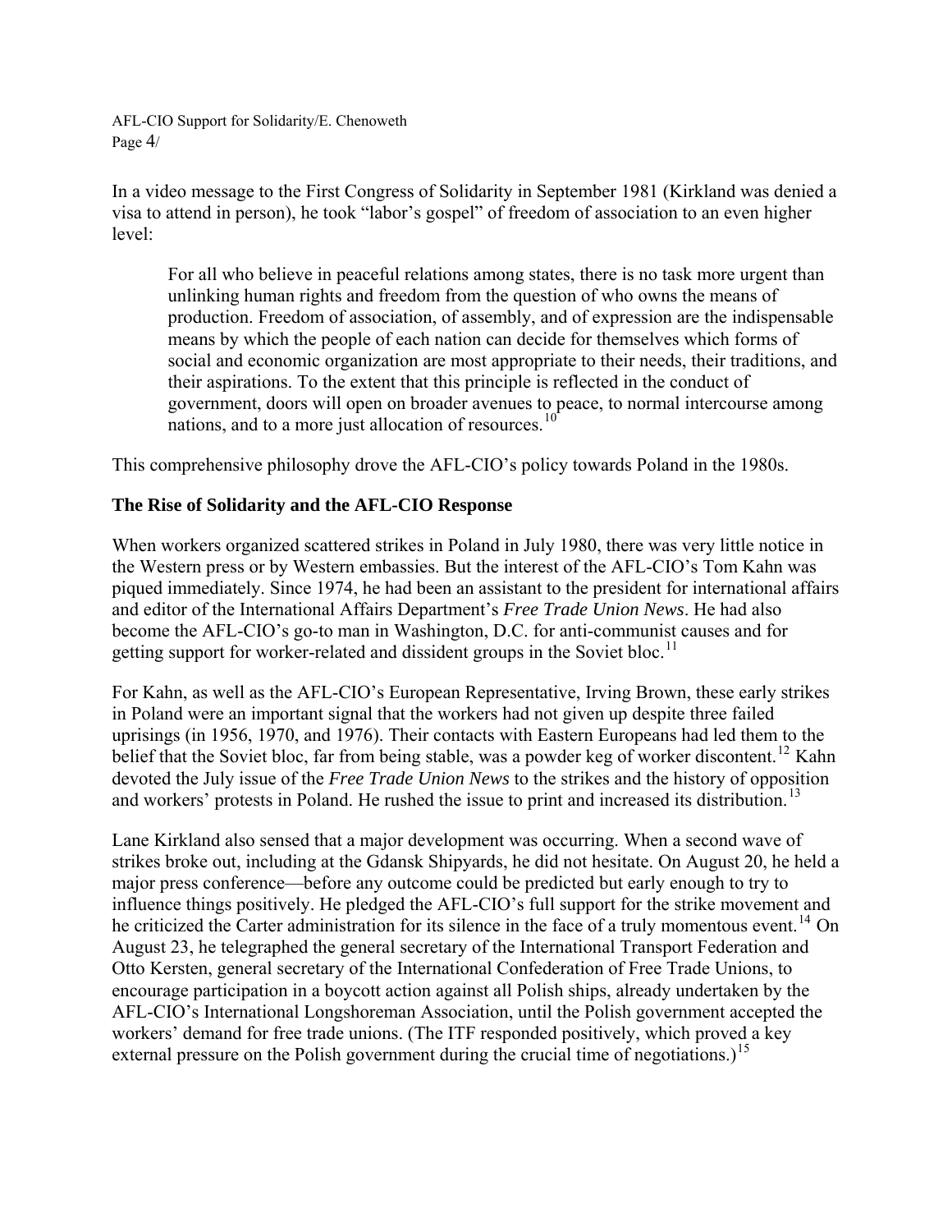In a video message to the First Congress of Solidarity in September 1981 (Kirkland was denied a visa to attend in person), he took "labor's gospel" of freedom of association to an even higher level:

> For all who believe in peaceful relations among states, there is no task more urgent than unlinking human rights and freedom from the question of who owns the means of production. Freedom of association, of assembly, and of expression are the indispensable means by which the people of each nation can decide for themselves which forms of social and economic organization are most appropriate to their needs, their traditions, and their aspirations. To the extent that this principle is reflected in the conduct of government, doors will open on broader avenues to peace, to normal intercourse among nations, and to a more just allocation of resources.[10]

This comprehensive philosophy drove the AFL-CIO's policy towards Poland in the 1980s.

**The Rise of Solidarity and the AFL-CIO Response**

When workers organized scattered strikes in Poland in July 1980, there was very little notice in the Western press or by Western embassies. But the interest of the AFL-CIO's Tom Kahn was piqued immediately. Since 1974, he had been an assistant to the president for international affairs and editor of the International Affairs Department's *Free Trade Union News*. He had also become the AFL-CIO's go-to man in Washington, D.C. for anti-communist causes and for getting support for worker-related and dissident groups in the Soviet bloc.[11]

For Kahn, as well as the AFL-CIO's European Representative, Irving Brown, these early strikes in Poland were an important signal that the workers had not given up despite three failed uprisings (in 1956, 1970, and 1976). Their contacts with Eastern Europeans had led them to the belief that the Soviet bloc, far from being stable, was a powder keg of worker discontent.[12] Kahn devoted the July issue of the *Free Trade Union News* to the strikes and the history of opposition and workers' protests in Poland. He rushed the issue to print and increased its distribution.[13]

Lane Kirkland also sensed that a major development was occurring. When a second wave of strikes broke out, including at the Gdansk Shipyards, he did not hesitate. On August 20, he held a major press conference—before any outcome could be predicted but early enough to try to influence things positively. He pledged the AFL-CIO's full support for the strike movement and he criticized the Carter administration for its silence in the face of a truly momentous event.[14] On August 23, he telegraphed the general secretary of the International Transport Federation and Otto Kersten, general secretary of the International Confederation of Free Trade Unions, to encourage participation in a boycott action against all Polish ships, already undertaken by the AFL-CIO's International Longshoreman Association, until the Polish government accepted the workers' demand for free trade unions. (The ITF responded positively, which proved a key external pressure on the Polish government during the crucial time of negotiations.)[15]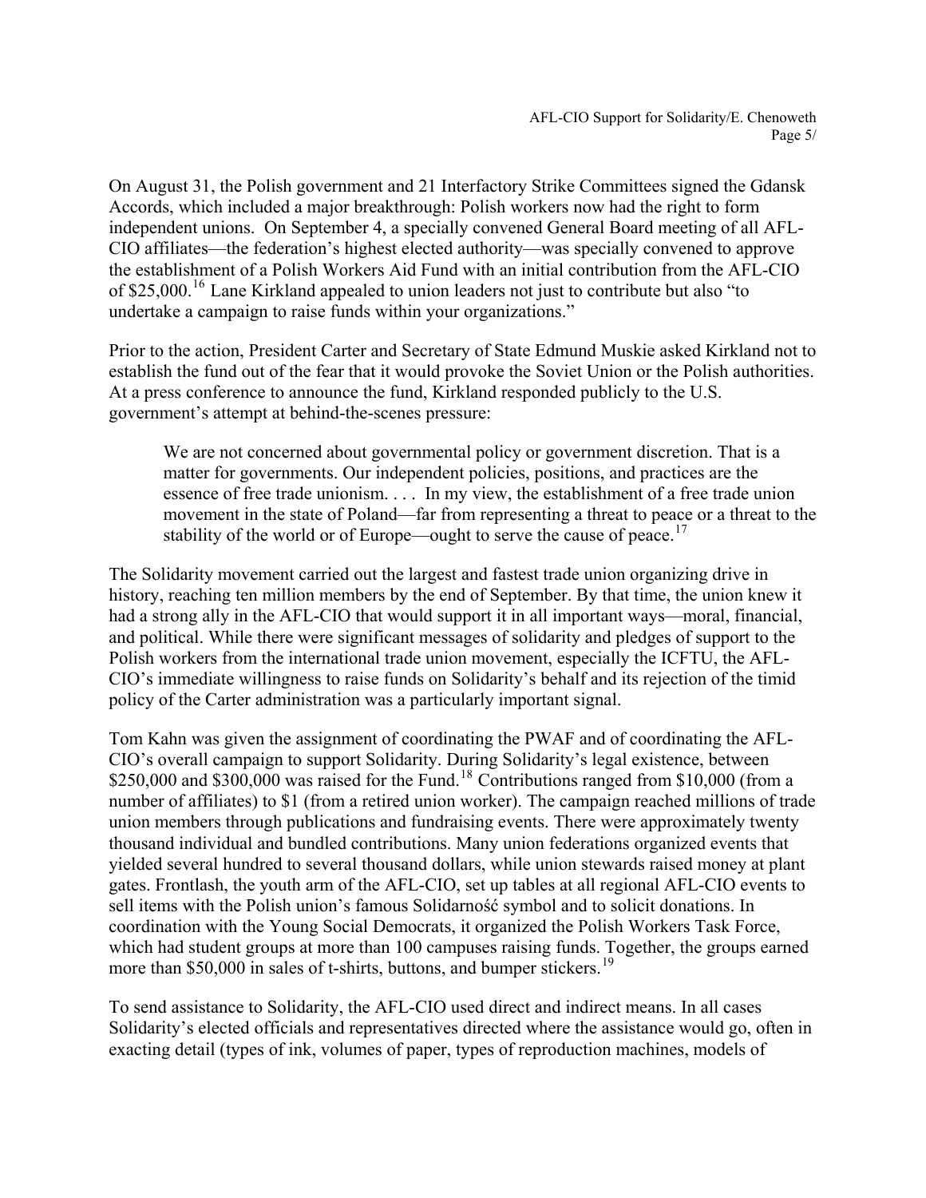On August 31, the Polish government and 21 Interfactory Strike Committees signed the Gdansk Accords, which included a major breakthrough: Polish workers now had the right to form independent unions. On September 4, a specially convened General Board meeting of all AFL-CIO affiliates—the federation's highest elected authority—was specially convened to approve the establishment of a Polish Workers Aid Fund with an initial contribution from the AFL-CIO of $25,000.[16] Lane Kirkland appealed to union leaders not just to contribute but also "to undertake a campaign to raise funds within your organizations."

Prior to the action, President Carter and Secretary of State Edmund Muskie asked Kirkland not to establish the fund out of the fear that it would provoke the Soviet Union or the Polish authorities. At a press conference to announce the fund, Kirkland responded publicly to the U.S. government's attempt at behind-the-scenes pressure:

> We are not concerned about governmental policy or government discretion. That is a matter for governments. Our independent policies, positions, and practices are the essence of free trade unionism. . . . In my view, the establishment of a free trade union movement in the state of Poland—far from representing a threat to peace or a threat to the stability of the world or of Europe—ought to serve the cause of peace.[17]

The Solidarity movement carried out the largest and fastest trade union organizing drive in history, reaching ten million members by the end of September. By that time, the union knew it had a strong ally in the AFL-CIO that would support it in all important ways—moral, financial, and political. While there were significant messages of solidarity and pledges of support to the Polish workers from the international trade union movement, especially the ICFTU, the AFL-CIO's immediate willingness to raise funds on Solidarity's behalf and its rejection of the timid policy of the Carter administration was a particularly important signal.

Tom Kahn was given the assignment of coordinating the PWAF and of coordinating the AFL-CIO's overall campaign to support Solidarity. During Solidarity's legal existence, between $250,000 and $300,000 was raised for the Fund.[18] Contributions ranged from $10,000 (from a number of affiliates) to $1 (from a retired union worker). The campaign reached millions of trade union members through publications and fundraising events. There were approximately twenty thousand individual and bundled contributions. Many union federations organized events that yielded several hundred to several thousand dollars, while union stewards raised money at plant gates. Frontlash, the youth arm of the AFL-CIO, set up tables at all regional AFL-CIO events to sell items with the Polish union's famous Solidarność symbol and to solicit donations. In coordination with the Young Social Democrats, it organized the Polish Workers Task Force, which had student groups at more than 100 campuses raising funds. Together, the groups earned more than $50,000 in sales of t-shirts, buttons, and bumper stickers.[19]

To send assistance to Solidarity, the AFL-CIO used direct and indirect means. In all cases Solidarity's elected officials and representatives directed where the assistance would go, often in exacting detail (types of ink, volumes of paper, types of reproduction machines, models of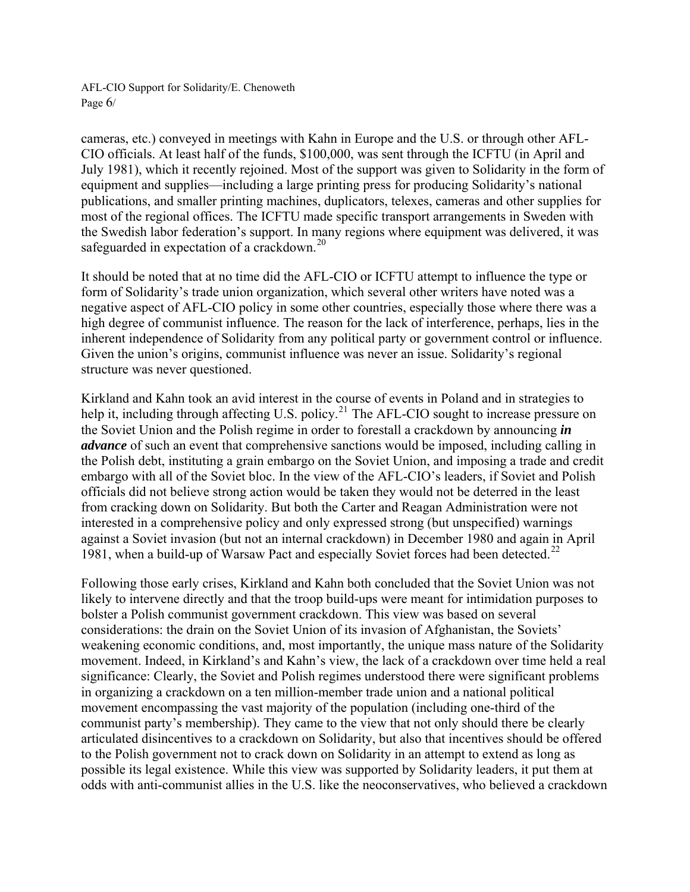cameras, etc.) conveyed in meetings with Kahn in Europe and the U.S. or through other AFL-CIO officials. At least half of the funds, $100,000, was sent through the ICFTU (in April and July 1981), which it recently rejoined. Most of the support was given to Solidarity in the form of equipment and supplies—including a large printing press for producing Solidarity's national publications, and smaller printing machines, duplicators, telexes, cameras and other supplies for most of the regional offices. The ICFTU made specific transport arrangements in Sweden with the Swedish labor federation's support. In many regions where equipment was delivered, it was safeguarded in expectation of a crackdown.[20]

It should be noted that at no time did the AFL-CIO or ICFTU attempt to influence the type or form of Solidarity's trade union organization, which several other writers have noted was a negative aspect of AFL-CIO policy in some other countries, especially those where there was a high degree of communist influence. The reason for the lack of interference, perhaps, lies in the inherent independence of Solidarity from any political party or government control or influence. Given the union's origins, communist influence was never an issue. Solidarity's regional structure was never questioned.

Kirkland and Kahn took an avid interest in the course of events in Poland and in strategies to help it, including through affecting U.S. policy.[21] The AFL-CIO sought to increase pressure on the Soviet Union and the Polish regime in order to forestall a crackdown by announcing ***in advance*** of such an event that comprehensive sanctions would be imposed, including calling in the Polish debt, instituting a grain embargo on the Soviet Union, and imposing a trade and credit embargo with all of the Soviet bloc. In the view of the AFL-CIO's leaders, if Soviet and Polish officials did not believe strong action would be taken they would not be deterred in the least from cracking down on Solidarity. But both the Carter and Reagan Administration were not interested in a comprehensive policy and only expressed strong (but unspecified) warnings against a Soviet invasion (but not an internal crackdown) in December 1980 and again in April 1981, when a build-up of Warsaw Pact and especially Soviet forces had been detected.[22]

Following those early crises, Kirkland and Kahn both concluded that the Soviet Union was not likely to intervene directly and that the troop build-ups were meant for intimidation purposes to bolster a Polish communist government crackdown. This view was based on several considerations: the drain on the Soviet Union of its invasion of Afghanistan, the Soviets' weakening economic conditions, and, most importantly, the unique mass nature of the Solidarity movement. Indeed, in Kirkland's and Kahn's view, the lack of a crackdown over time held a real significance: Clearly, the Soviet and Polish regimes understood there were significant problems in organizing a crackdown on a ten million-member trade union and a national political movement encompassing the vast majority of the population (including one-third of the communist party's membership). They came to the view that not only should there be clearly articulated disincentives to a crackdown on Solidarity, but also that incentives should be offered to the Polish government not to crack down on Solidarity in an attempt to extend as long as possible its legal existence. While this view was supported by Solidarity leaders, it put them at odds with anti-communist allies in the U.S. like the neoconservatives, who believed a crackdown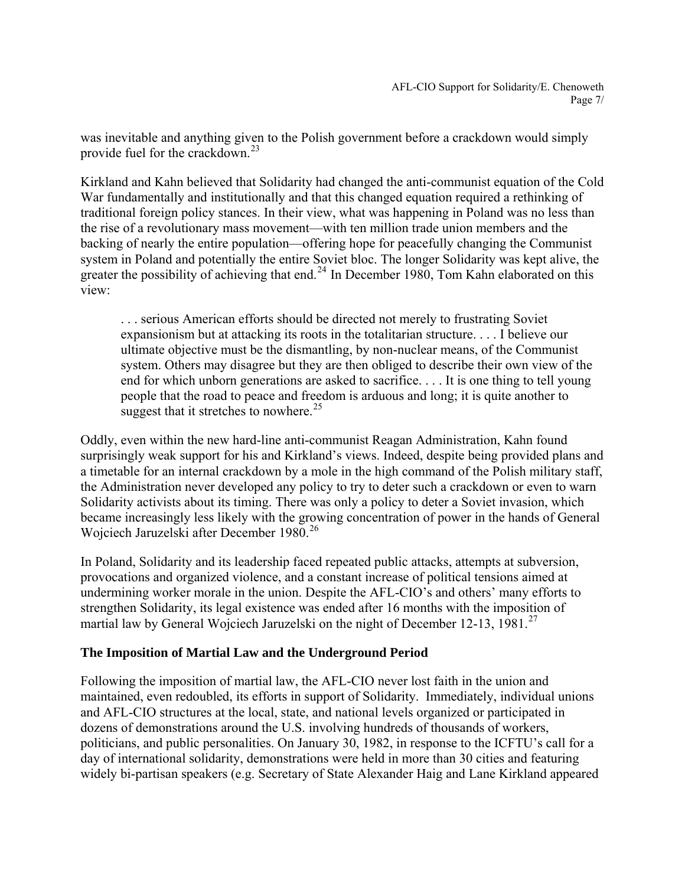was inevitable and anything given to the Polish government before a crackdown would simply provide fuel for the crackdown.[23]

Kirkland and Kahn believed that Solidarity had changed the anti-communist equation of the Cold War fundamentally and institutionally and that this changed equation required a rethinking of traditional foreign policy stances. In their view, what was happening in Poland was no less than the rise of a revolutionary mass movement—with ten million trade union members and the backing of nearly the entire population—offering hope for peacefully changing the Communist system in Poland and potentially the entire Soviet bloc. The longer Solidarity was kept alive, the greater the possibility of achieving that end.[24] In December 1980, Tom Kahn elaborated on this view:

> . . . serious American efforts should be directed not merely to frustrating Soviet expansionism but at attacking its roots in the totalitarian structure. . . . I believe our ultimate objective must be the dismantling, by non-nuclear means, of the Communist system. Others may disagree but they are then obliged to describe their own view of the end for which unborn generations are asked to sacrifice. . . . It is one thing to tell young people that the road to peace and freedom is arduous and long; it is quite another to suggest that it stretches to nowhere.[25]

Oddly, even within the new hard-line anti-communist Reagan Administration, Kahn found surprisingly weak support for his and Kirkland's views. Indeed, despite being provided plans and a timetable for an internal crackdown by a mole in the high command of the Polish military staff, the Administration never developed any policy to try to deter such a crackdown or even to warn Solidarity activists about its timing. There was only a policy to deter a Soviet invasion, which became increasingly less likely with the growing concentration of power in the hands of General Wojciech Jaruzelski after December 1980.[26]

In Poland, Solidarity and its leadership faced repeated public attacks, attempts at subversion, provocations and organized violence, and a constant increase of political tensions aimed at undermining worker morale in the union. Despite the AFL-CIO's and others' many efforts to strengthen Solidarity, its legal existence was ended after 16 months with the imposition of martial law by General Wojciech Jaruzelski on the night of December 12-13, 1981.[27]

## The Imposition of Martial Law and the Underground Period

Following the imposition of martial law, the AFL-CIO never lost faith in the union and maintained, even redoubled, its efforts in support of Solidarity. Immediately, individual unions and AFL-CIO structures at the local, state, and national levels organized or participated in dozens of demonstrations around the U.S. involving hundreds of thousands of workers, politicians, and public personalities. On January 30, 1982, in response to the ICFTU's call for a day of international solidarity, demonstrations were held in more than 30 cities and featuring widely bi-partisan speakers (e.g. Secretary of State Alexander Haig and Lane Kirkland appeared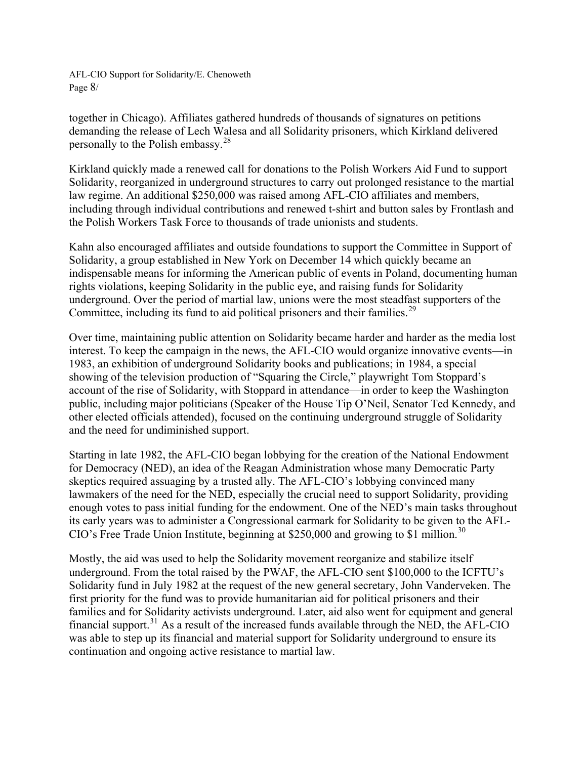together in Chicago). Affiliates gathered hundreds of thousands of signatures on petitions demanding the release of Lech Walesa and all Solidarity prisoners, which Kirkland delivered personally to the Polish embassy.[28]

Kirkland quickly made a renewed call for donations to the Polish Workers Aid Fund to support Solidarity, reorganized in underground structures to carry out prolonged resistance to the martial law regime. An additional $250,000 was raised among AFL-CIO affiliates and members, including through individual contributions and renewed t-shirt and button sales by Frontlash and the Polish Workers Task Force to thousands of trade unionists and students.

Kahn also encouraged affiliates and outside foundations to support the Committee in Support of Solidarity, a group established in New York on December 14 which quickly became an indispensable means for informing the American public of events in Poland, documenting human rights violations, keeping Solidarity in the public eye, and raising funds for Solidarity underground. Over the period of martial law, unions were the most steadfast supporters of the Committee, including its fund to aid political prisoners and their families.[29]

Over time, maintaining public attention on Solidarity became harder and harder as the media lost interest. To keep the campaign in the news, the AFL-CIO would organize innovative events—in 1983, an exhibition of underground Solidarity books and publications; in 1984, a special showing of the television production of "Squaring the Circle," playwright Tom Stoppard's account of the rise of Solidarity, with Stoppard in attendance—in order to keep the Washington public, including major politicians (Speaker of the House Tip O'Neil, Senator Ted Kennedy, and other elected officials attended), focused on the continuing underground struggle of Solidarity and the need for undiminished support.

Starting in late 1982, the AFL-CIO began lobbying for the creation of the National Endowment for Democracy (NED), an idea of the Reagan Administration whose many Democratic Party skeptics required assuaging by a trusted ally. The AFL-CIO's lobbying convinced many lawmakers of the need for the NED, especially the crucial need to support Solidarity, providing enough votes to pass initial funding for the endowment. One of the NED's main tasks throughout its early years was to administer a Congressional earmark for Solidarity to be given to the AFL-CIO's Free Trade Union Institute, beginning at $250,000 and growing to $1 million.[30]

Mostly, the aid was used to help the Solidarity movement reorganize and stabilize itself underground. From the total raised by the PWAF, the AFL-CIO sent $100,000 to the ICFTU's Solidarity fund in July 1982 at the request of the new general secretary, John Vanderveken. The first priority for the fund was to provide humanitarian aid for political prisoners and their families and for Solidarity activists underground. Later, aid also went for equipment and general financial support.[31] As a result of the increased funds available through the NED, the AFL-CIO was able to step up its financial and material support for Solidarity underground to ensure its continuation and ongoing active resistance to martial law.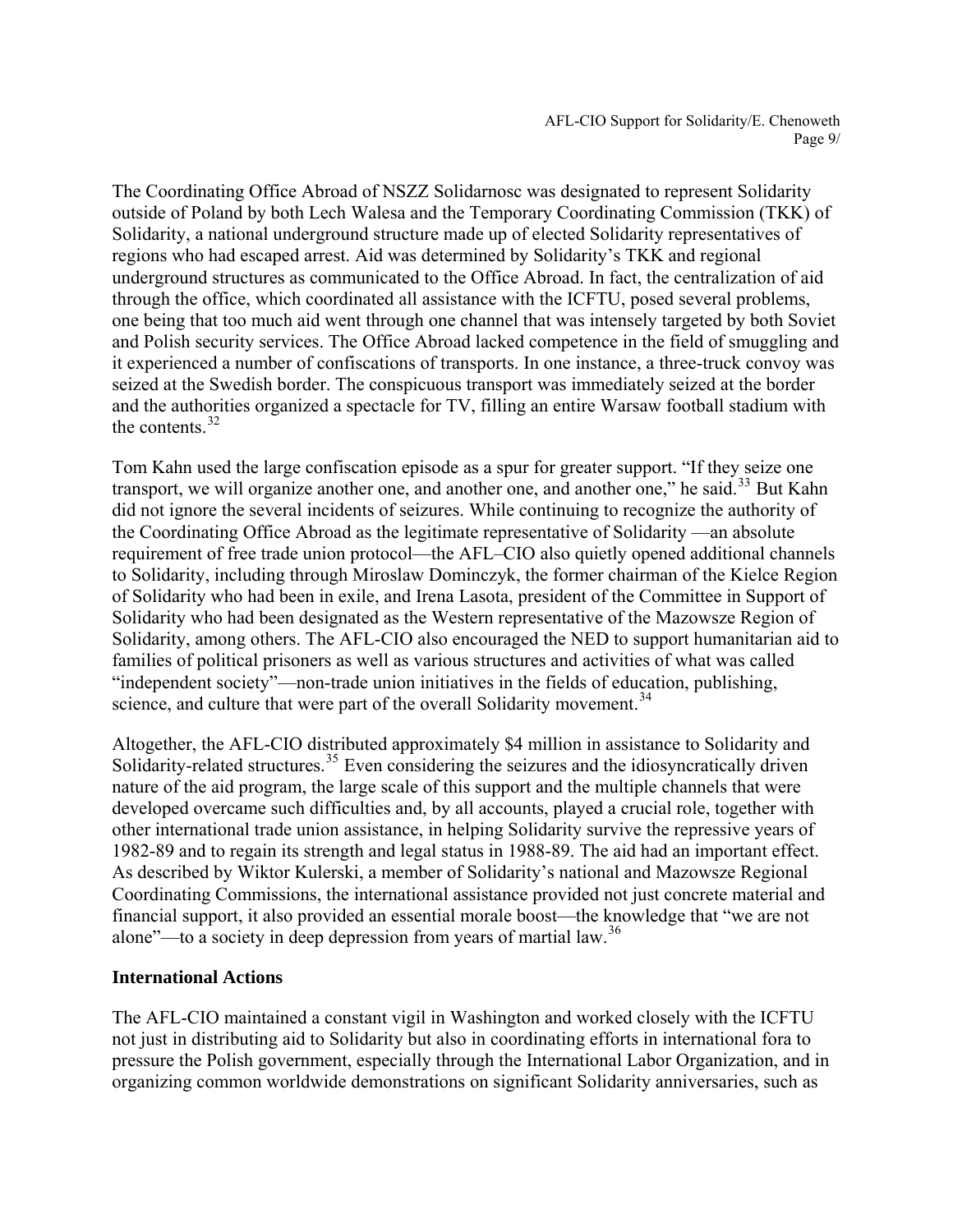The Coordinating Office Abroad of NSZZ Solidarnosc was designated to represent Solidarity outside of Poland by both Lech Walesa and the Temporary Coordinating Commission (TKK) of Solidarity, a national underground structure made up of elected Solidarity representatives of regions who had escaped arrest. Aid was determined by Solidarity's TKK and regional underground structures as communicated to the Office Abroad. In fact, the centralization of aid through the office, which coordinated all assistance with the ICFTU, posed several problems, one being that too much aid went through one channel that was intensely targeted by both Soviet and Polish security services. The Office Abroad lacked competence in the field of smuggling and it experienced a number of confiscations of transports. In one instance, a three-truck convoy was seized at the Swedish border. The conspicuous transport was immediately seized at the border and the authorities organized a spectacle for TV, filling an entire Warsaw football stadium with the contents.[32]

Tom Kahn used the large confiscation episode as a spur for greater support. "If they seize one transport, we will organize another one, and another one, and another one," he said.[33] But Kahn did not ignore the several incidents of seizures. While continuing to recognize the authority of the Coordinating Office Abroad as the legitimate representative of Solidarity —an absolute requirement of free trade union protocol—the AFL–CIO also quietly opened additional channels to Solidarity, including through Miroslaw Dominczyk, the former chairman of the Kielce Region of Solidarity who had been in exile, and Irena Lasota, president of the Committee in Support of Solidarity who had been designated as the Western representative of the Mazowsze Region of Solidarity, among others. The AFL-CIO also encouraged the NED to support humanitarian aid to families of political prisoners as well as various structures and activities of what was called "independent society"—non-trade union initiatives in the fields of education, publishing, science, and culture that were part of the overall Solidarity movement.[34]

Altogether, the AFL-CIO distributed approximately $4 million in assistance to Solidarity and Solidarity-related structures.[35] Even considering the seizures and the idiosyncratically driven nature of the aid program, the large scale of this support and the multiple channels that were developed overcame such difficulties and, by all accounts, played a crucial role, together with other international trade union assistance, in helping Solidarity survive the repressive years of 1982-89 and to regain its strength and legal status in 1988-89. The aid had an important effect. As described by Wiktor Kulerski, a member of Solidarity's national and Mazowsze Regional Coordinating Commissions, the international assistance provided not just concrete material and financial support, it also provided an essential morale boost—the knowledge that "we are not alone"—to a society in deep depression from years of martial law.[36]

### International Actions

The AFL-CIO maintained a constant vigil in Washington and worked closely with the ICFTU not just in distributing aid to Solidarity but also in coordinating efforts in international fora to pressure the Polish government, especially through the International Labor Organization, and in organizing common worldwide demonstrations on significant Solidarity anniversaries, such as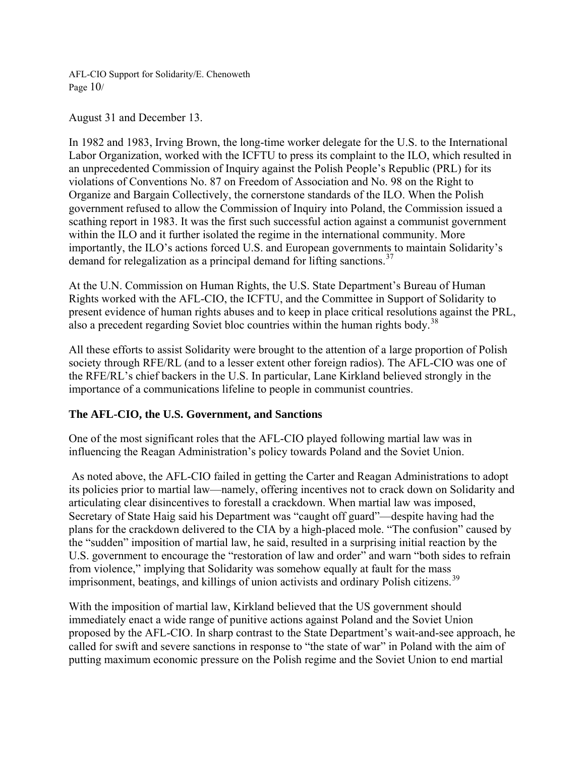August 31 and December 13.

In 1982 and 1983, Irving Brown, the long-time worker delegate for the U.S. to the International Labor Organization, worked with the ICFTU to press its complaint to the ILO, which resulted in an unprecedented Commission of Inquiry against the Polish People's Republic (PRL) for its violations of Conventions No. 87 on Freedom of Association and No. 98 on the Right to Organize and Bargain Collectively, the cornerstone standards of the ILO. When the Polish government refused to allow the Commission of Inquiry into Poland, the Commission issued a scathing report in 1983. It was the first such successful action against a communist government within the ILO and it further isolated the regime in the international community. More importantly, the ILO's actions forced U.S. and European governments to maintain Solidarity's demand for relegalization as a principal demand for lifting sanctions.[37]

At the U.N. Commission on Human Rights, the U.S. State Department's Bureau of Human Rights worked with the AFL-CIO, the ICFTU, and the Committee in Support of Solidarity to present evidence of human rights abuses and to keep in place critical resolutions against the PRL, also a precedent regarding Soviet bloc countries within the human rights body.[38]

All these efforts to assist Solidarity were brought to the attention of a large proportion of Polish society through RFE/RL (and to a lesser extent other foreign radios). The AFL-CIO was one of the RFE/RL's chief backers in the U.S. In particular, Lane Kirkland believed strongly in the importance of a communications lifeline to people in communist countries.

## The AFL-CIO, the U.S. Government, and Sanctions

One of the most significant roles that the AFL-CIO played following martial law was in influencing the Reagan Administration's policy towards Poland and the Soviet Union.

As noted above, the AFL-CIO failed in getting the Carter and Reagan Administrations to adopt its policies prior to martial law—namely, offering incentives not to crack down on Solidarity and articulating clear disincentives to forestall a crackdown. When martial law was imposed, Secretary of State Haig said his Department was "caught off guard"—despite having had the plans for the crackdown delivered to the CIA by a high-placed mole. "The confusion" caused by the "sudden" imposition of martial law, he said, resulted in a surprising initial reaction by the U.S. government to encourage the "restoration of law and order" and warn "both sides to refrain from violence," implying that Solidarity was somehow equally at fault for the mass imprisonment, beatings, and killings of union activists and ordinary Polish citizens.[39]

With the imposition of martial law, Kirkland believed that the US government should immediately enact a wide range of punitive actions against Poland and the Soviet Union proposed by the AFL-CIO. In sharp contrast to the State Department's wait-and-see approach, he called for swift and severe sanctions in response to "the state of war" in Poland with the aim of putting maximum economic pressure on the Polish regime and the Soviet Union to end martial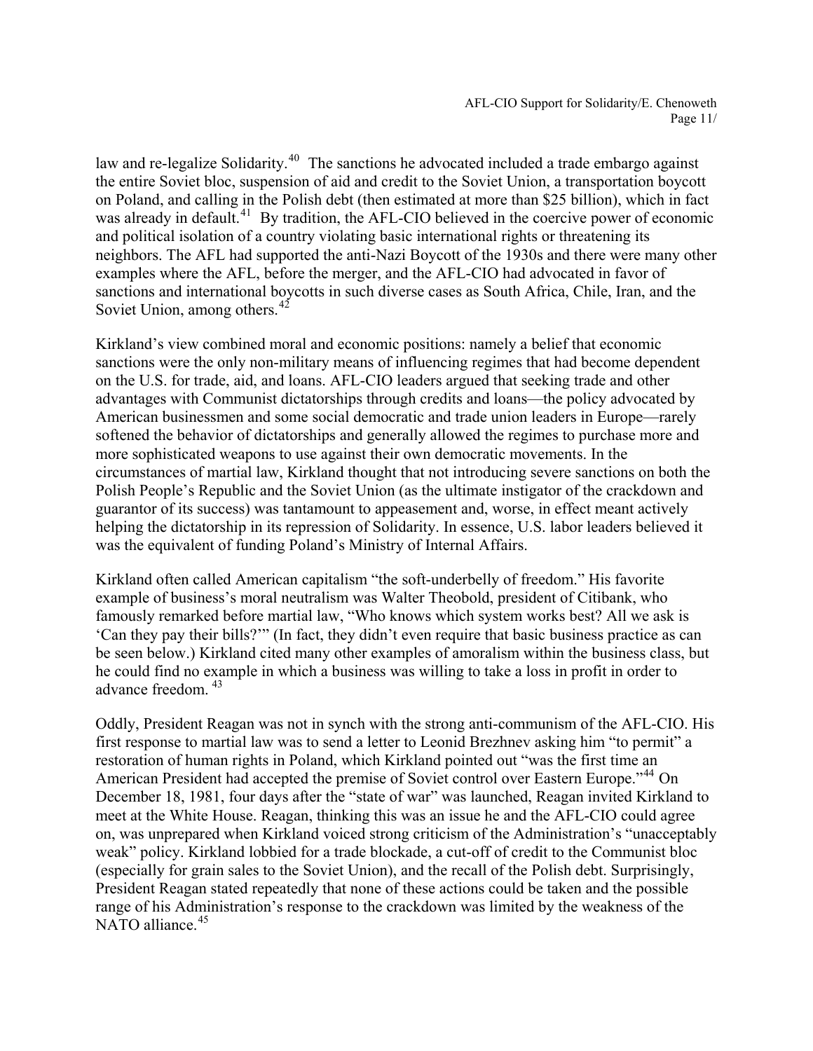law and re-legalize Solidarity.[40] The sanctions he advocated included a trade embargo against the entire Soviet bloc, suspension of aid and credit to the Soviet Union, a transportation boycott on Poland, and calling in the Polish debt (then estimated at more than $25 billion), which in fact was already in default.[41] By tradition, the AFL-CIO believed in the coercive power of economic and political isolation of a country violating basic international rights or threatening its neighbors. The AFL had supported the anti-Nazi Boycott of the 1930s and there were many other examples where the AFL, before the merger, and the AFL-CIO had advocated in favor of sanctions and international boycotts in such diverse cases as South Africa, Chile, Iran, and the Soviet Union, among others.[42]

Kirkland's view combined moral and economic positions: namely a belief that economic sanctions were the only non-military means of influencing regimes that had become dependent on the U.S. for trade, aid, and loans. AFL-CIO leaders argued that seeking trade and other advantages with Communist dictatorships through credits and loans—the policy advocated by American businessmen and some social democratic and trade union leaders in Europe—rarely softened the behavior of dictatorships and generally allowed the regimes to purchase more and more sophisticated weapons to use against their own democratic movements. In the circumstances of martial law, Kirkland thought that not introducing severe sanctions on both the Polish People's Republic and the Soviet Union (as the ultimate instigator of the crackdown and guarantor of its success) was tantamount to appeasement and, worse, in effect meant actively helping the dictatorship in its repression of Solidarity. In essence, U.S. labor leaders believed it was the equivalent of funding Poland's Ministry of Internal Affairs.

Kirkland often called American capitalism "the soft-underbelly of freedom." His favorite example of business's moral neutralism was Walter Theobold, president of Citibank, who famously remarked before martial law, "Who knows which system works best? All we ask is 'Can they pay their bills?'" (In fact, they didn't even require that basic business practice as can be seen below.) Kirkland cited many other examples of amoralism within the business class, but he could find no example in which a business was willing to take a loss in profit in order to advance freedom. [43]

Oddly, President Reagan was not in synch with the strong anti-communism of the AFL-CIO. His first response to martial law was to send a letter to Leonid Brezhnev asking him "to permit" a restoration of human rights in Poland, which Kirkland pointed out "was the first time an American President had accepted the premise of Soviet control over Eastern Europe."[44] On December 18, 1981, four days after the "state of war" was launched, Reagan invited Kirkland to meet at the White House. Reagan, thinking this was an issue he and the AFL-CIO could agree on, was unprepared when Kirkland voiced strong criticism of the Administration's "unacceptably weak" policy. Kirkland lobbied for a trade blockade, a cut-off of credit to the Communist bloc (especially for grain sales to the Soviet Union), and the recall of the Polish debt. Surprisingly, President Reagan stated repeatedly that none of these actions could be taken and the possible range of his Administration's response to the crackdown was limited by the weakness of the NATO alliance.[45]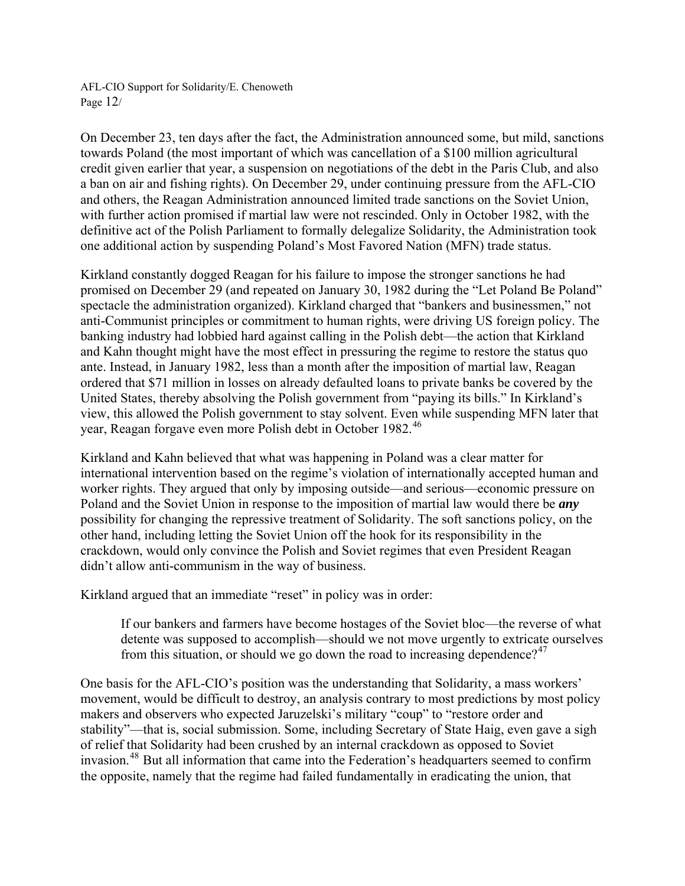On December 23, ten days after the fact, the Administration announced some, but mild, sanctions towards Poland (the most important of which was cancellation of a $100 million agricultural credit given earlier that year, a suspension on negotiations of the debt in the Paris Club, and also a ban on air and fishing rights). On December 29, under continuing pressure from the AFL-CIO and others, the Reagan Administration announced limited trade sanctions on the Soviet Union, with further action promised if martial law were not rescinded. Only in October 1982, with the definitive act of the Polish Parliament to formally delegalize Solidarity, the Administration took one additional action by suspending Poland's Most Favored Nation (MFN) trade status.

Kirkland constantly dogged Reagan for his failure to impose the stronger sanctions he had promised on December 29 (and repeated on January 30, 1982 during the "Let Poland Be Poland" spectacle the administration organized). Kirkland charged that "bankers and businessmen," not anti-Communist principles or commitment to human rights, were driving US foreign policy. The banking industry had lobbied hard against calling in the Polish debt—the action that Kirkland and Kahn thought might have the most effect in pressuring the regime to restore the status quo ante. Instead, in January 1982, less than a month after the imposition of martial law, Reagan ordered that $71 million in losses on already defaulted loans to private banks be covered by the United States, thereby absolving the Polish government from "paying its bills." In Kirkland's view, this allowed the Polish government to stay solvent. Even while suspending MFN later that year, Reagan forgave even more Polish debt in October 1982.[46]

Kirkland and Kahn believed that what was happening in Poland was a clear matter for international intervention based on the regime's violation of internationally accepted human and worker rights. They argued that only by imposing outside—and serious—economic pressure on Poland and the Soviet Union in response to the imposition of martial law would there be ***any*** possibility for changing the repressive treatment of Solidarity. The soft sanctions policy, on the other hand, including letting the Soviet Union off the hook for its responsibility in the crackdown, would only convince the Polish and Soviet regimes that even President Reagan didn't allow anti-communism in the way of business.

Kirkland argued that an immediate "reset" in policy was in order:

> If our bankers and farmers have become hostages of the Soviet bloc—the reverse of what detente was supposed to accomplish—should we not move urgently to extricate ourselves from this situation, or should we go down the road to increasing dependence?[47]

One basis for the AFL-CIO's position was the understanding that Solidarity, a mass workers' movement, would be difficult to destroy, an analysis contrary to most predictions by most policy makers and observers who expected Jaruzelski's military "coup" to "restore order and stability"—that is, social submission. Some, including Secretary of State Haig, even gave a sigh of relief that Solidarity had been crushed by an internal crackdown as opposed to Soviet invasion.[48] But all information that came into the Federation's headquarters seemed to confirm the opposite, namely that the regime had failed fundamentally in eradicating the union, that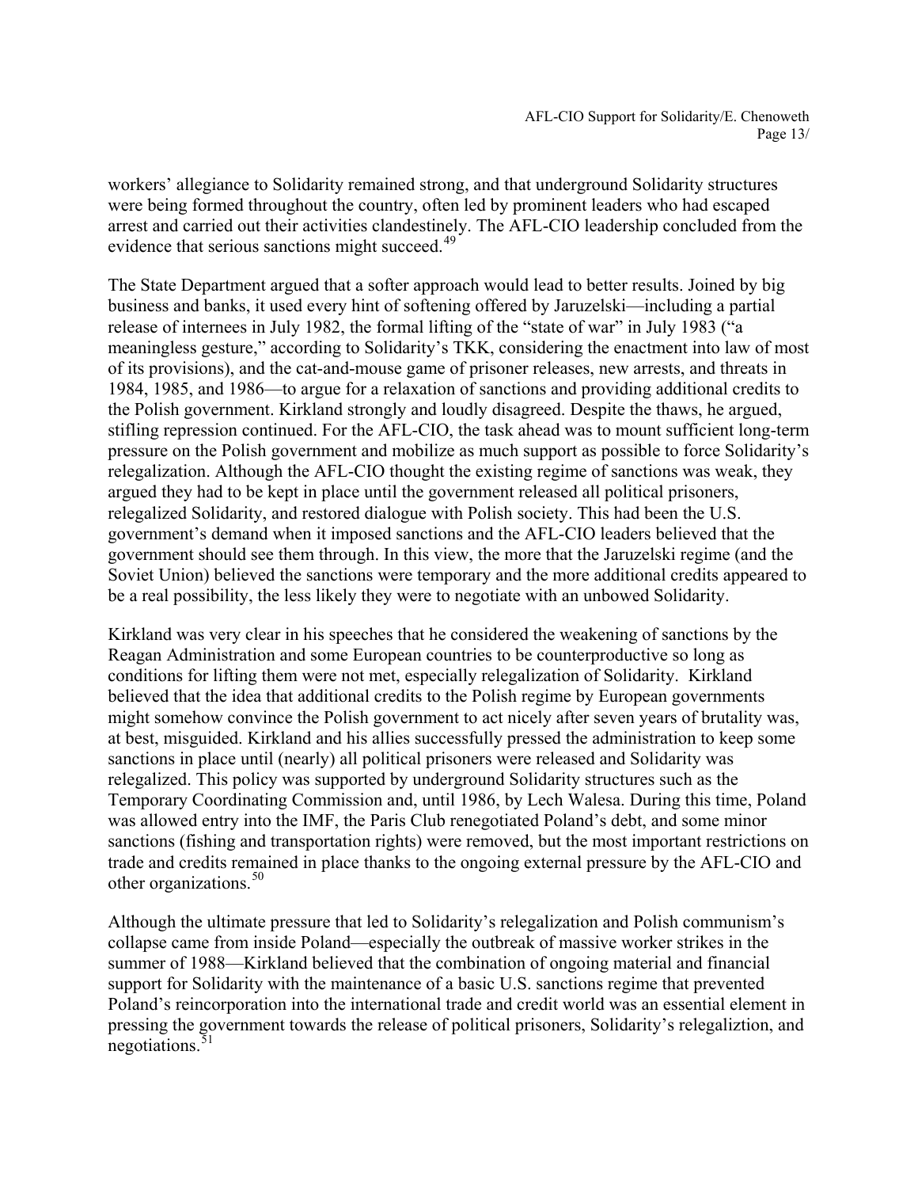workers' allegiance to Solidarity remained strong, and that underground Solidarity structures were being formed throughout the country, often led by prominent leaders who had escaped arrest and carried out their activities clandestinely. The AFL-CIO leadership concluded from the evidence that serious sanctions might succeed.[49]

The State Department argued that a softer approach would lead to better results. Joined by big business and banks, it used every hint of softening offered by Jaruzelski—including a partial release of internees in July 1982, the formal lifting of the "state of war" in July 1983 ("a meaningless gesture," according to Solidarity's TKK, considering the enactment into law of most of its provisions), and the cat-and-mouse game of prisoner releases, new arrests, and threats in 1984, 1985, and 1986—to argue for a relaxation of sanctions and providing additional credits to the Polish government. Kirkland strongly and loudly disagreed. Despite the thaws, he argued, stifling repression continued. For the AFL-CIO, the task ahead was to mount sufficient long-term pressure on the Polish government and mobilize as much support as possible to force Solidarity's relegalization. Although the AFL-CIO thought the existing regime of sanctions was weak, they argued they had to be kept in place until the government released all political prisoners, relegalized Solidarity, and restored dialogue with Polish society. This had been the U.S. government's demand when it imposed sanctions and the AFL-CIO leaders believed that the government should see them through. In this view, the more that the Jaruzelski regime (and the Soviet Union) believed the sanctions were temporary and the more additional credits appeared to be a real possibility, the less likely they were to negotiate with an unbowed Solidarity.

Kirkland was very clear in his speeches that he considered the weakening of sanctions by the Reagan Administration and some European countries to be counterproductive so long as conditions for lifting them were not met, especially relegalization of Solidarity. Kirkland believed that the idea that additional credits to the Polish regime by European governments might somehow convince the Polish government to act nicely after seven years of brutality was, at best, misguided. Kirkland and his allies successfully pressed the administration to keep some sanctions in place until (nearly) all political prisoners were released and Solidarity was relegalized. This policy was supported by underground Solidarity structures such as the Temporary Coordinating Commission and, until 1986, by Lech Walesa. During this time, Poland was allowed entry into the IMF, the Paris Club renegotiated Poland's debt, and some minor sanctions (fishing and transportation rights) were removed, but the most important restrictions on trade and credits remained in place thanks to the ongoing external pressure by the AFL-CIO and other organizations.[50]

Although the ultimate pressure that led to Solidarity's relegalization and Polish communism's collapse came from inside Poland—especially the outbreak of massive worker strikes in the summer of 1988—Kirkland believed that the combination of ongoing material and financial support for Solidarity with the maintenance of a basic U.S. sanctions regime that prevented Poland's reincorporation into the international trade and credit world was an essential element in pressing the government towards the release of political prisoners, Solidarity's relegaliztion, and negotiations.[51]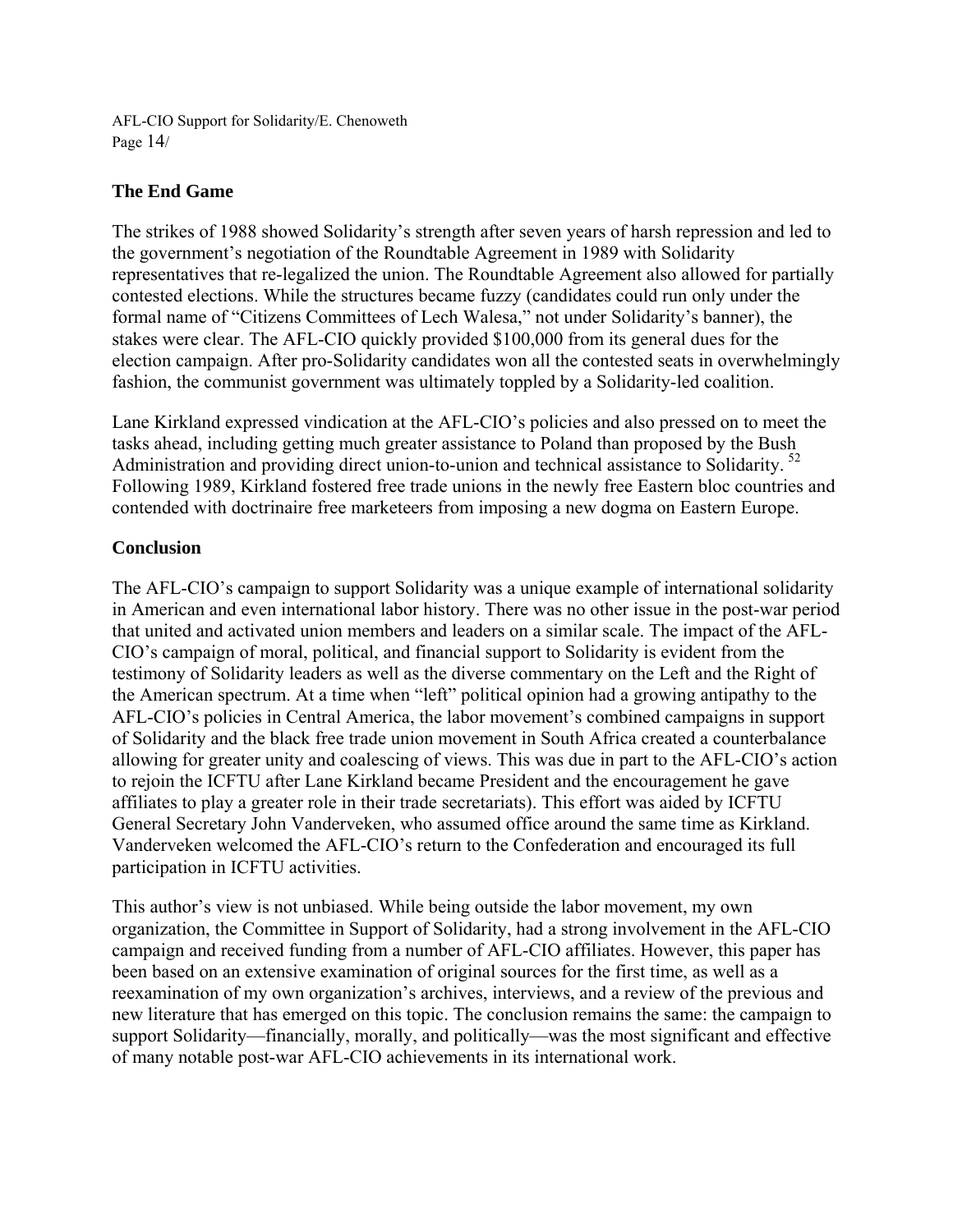## The End Game

The strikes of 1988 showed Solidarity's strength after seven years of harsh repression and led to the government's negotiation of the Roundtable Agreement in 1989 with Solidarity representatives that re-legalized the union. The Roundtable Agreement also allowed for partially contested elections. While the structures became fuzzy (candidates could run only under the formal name of "Citizens Committees of Lech Walesa," not under Solidarity's banner), the stakes were clear. The AFL-CIO quickly provided \$100,000 from its general dues for the election campaign. After pro-Solidarity candidates won all the contested seats in overwhelmingly fashion, the communist government was ultimately toppled by a Solidarity-led coalition.

Lane Kirkland expressed vindication at the AFL-CIO's policies and also pressed on to meet the tasks ahead, including getting much greater assistance to Poland than proposed by the Bush Administration and providing direct union-to-union and technical assistance to Solidarity. [52] Following 1989, Kirkland fostered free trade unions in the newly free Eastern bloc countries and contended with doctrinaire free marketeers from imposing a new dogma on Eastern Europe.

## Conclusion

The AFL-CIO's campaign to support Solidarity was a unique example of international solidarity in American and even international labor history. There was no other issue in the post-war period that united and activated union members and leaders on a similar scale. The impact of the AFL-CIO's campaign of moral, political, and financial support to Solidarity is evident from the testimony of Solidarity leaders as well as the diverse commentary on the Left and the Right of the American spectrum. At a time when "left" political opinion had a growing antipathy to the AFL-CIO's policies in Central America, the labor movement's combined campaigns in support of Solidarity and the black free trade union movement in South Africa created a counterbalance allowing for greater unity and coalescing of views. This was due in part to the AFL-CIO's action to rejoin the ICFTU after Lane Kirkland became President and the encouragement he gave affiliates to play a greater role in their trade secretariats). This effort was aided by ICFTU General Secretary John Vanderveken, who assumed office around the same time as Kirkland. Vanderveken welcomed the AFL-CIO's return to the Confederation and encouraged its full participation in ICFTU activities.

This author's view is not unbiased. While being outside the labor movement, my own organization, the Committee in Support of Solidarity, had a strong involvement in the AFL-CIO campaign and received funding from a number of AFL-CIO affiliates. However, this paper has been based on an extensive examination of original sources for the first time, as well as a reexamination of my own organization's archives, interviews, and a review of the previous and new literature that has emerged on this topic. The conclusion remains the same: the campaign to support Solidarity—financially, morally, and politically—was the most significant and effective of many notable post-war AFL-CIO achievements in its international work.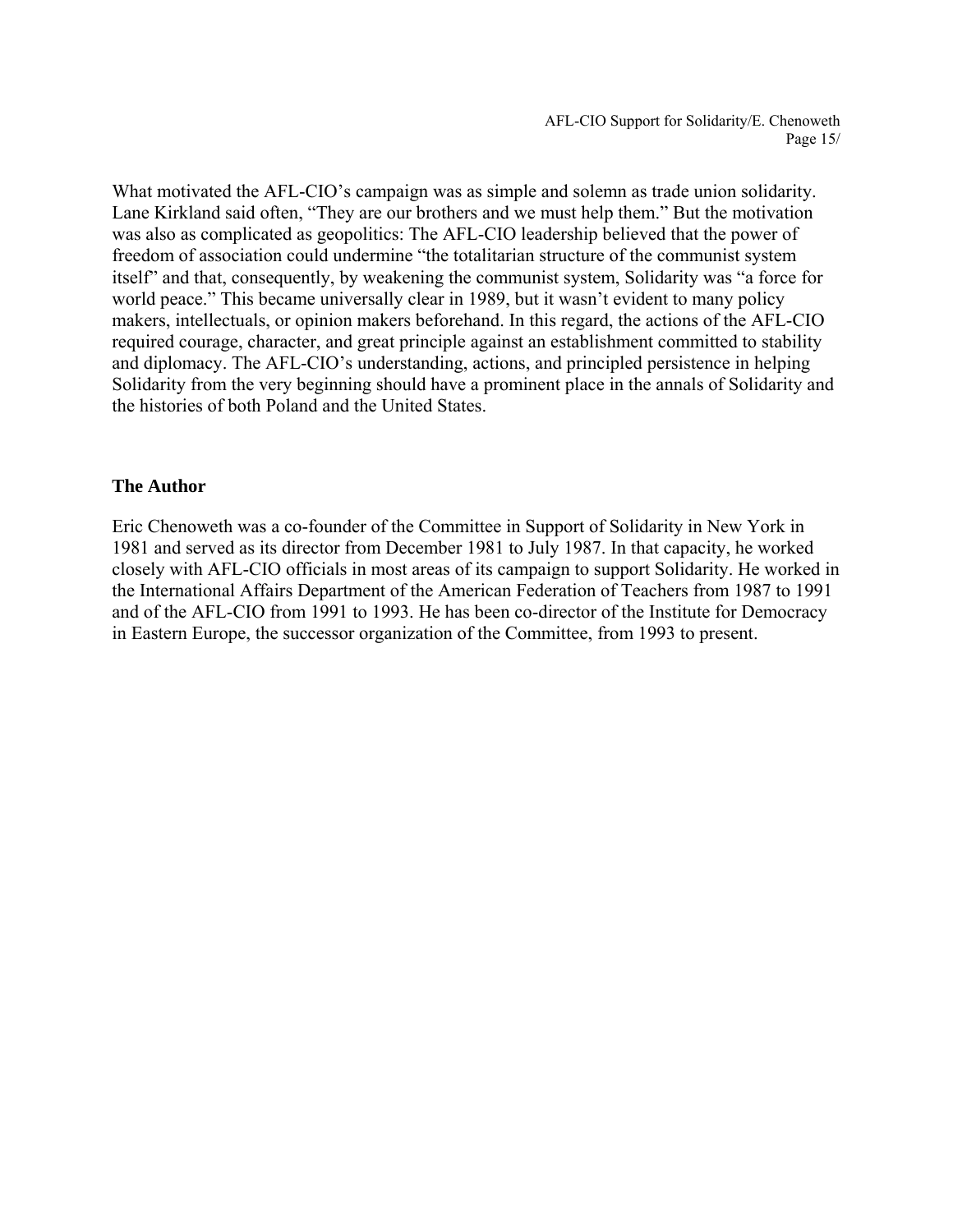What motivated the AFL-CIO's campaign was as simple and solemn as trade union solidarity. Lane Kirkland said often, "They are our brothers and we must help them." But the motivation was also as complicated as geopolitics: The AFL-CIO leadership believed that the power of freedom of association could undermine "the totalitarian structure of the communist system itself" and that, consequently, by weakening the communist system, Solidarity was "a force for world peace." This became universally clear in 1989, but it wasn't evident to many policy makers, intellectuals, or opinion makers beforehand. In this regard, the actions of the AFL-CIO required courage, character, and great principle against an establishment committed to stability and diplomacy. The AFL-CIO's understanding, actions, and principled persistence in helping Solidarity from the very beginning should have a prominent place in the annals of Solidarity and the histories of both Poland and the United States.

## The Author

Eric Chenoweth was a co-founder of the Committee in Support of Solidarity in New York in 1981 and served as its director from December 1981 to July 1987. In that capacity, he worked closely with AFL-CIO officials in most areas of its campaign to support Solidarity. He worked in the International Affairs Department of the American Federation of Teachers from 1987 to 1991 and of the AFL-CIO from 1991 to 1993. He has been co-director of the Institute for Democracy in Eastern Europe, the successor organization of the Committee, from 1993 to present.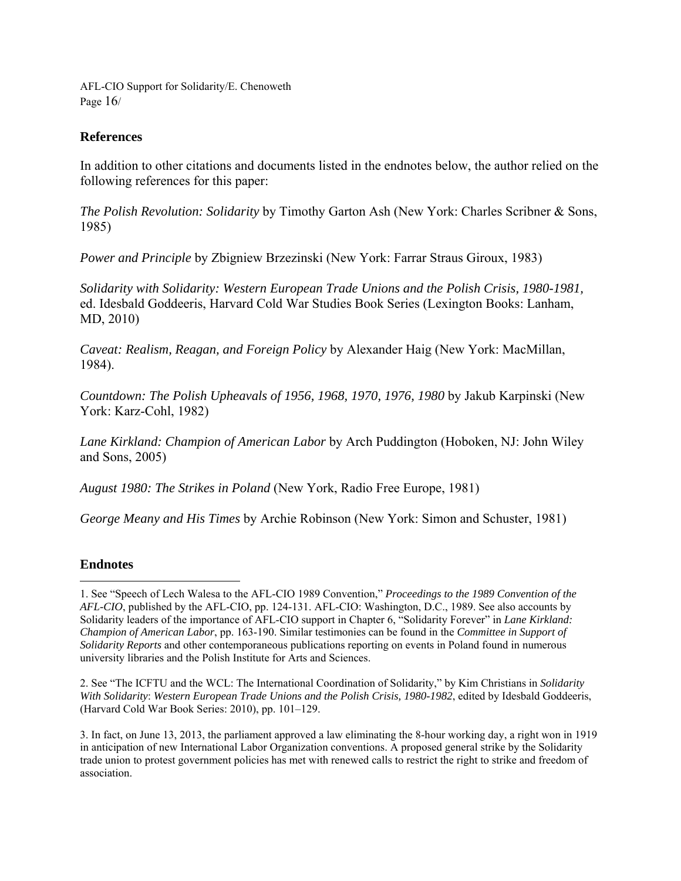## References

In addition to other citations and documents listed in the endnotes below, the author relied on the following references for this paper:

*The Polish Revolution: Solidarity* by Timothy Garton Ash (New York: Charles Scribner & Sons, 1985)

*Power and Principle* by Zbigniew Brzezinski (New York: Farrar Straus Giroux, 1983)

*Solidarity with Solidarity: Western European Trade Unions and the Polish Crisis, 1980-1981,* ed. Idesbald Goddeeris, Harvard Cold War Studies Book Series (Lexington Books: Lanham, MD, 2010)

*Caveat: Realism, Reagan, and Foreign Policy* by Alexander Haig (New York: MacMillan, 1984).

*Countdown: The Polish Upheavals of 1956, 1968, 1970, 1976, 1980* by Jakub Karpinski (New York: Karz-Cohl, 1982)

*Lane Kirkland: Champion of American Labor* by Arch Puddington (Hoboken, NJ: John Wiley and Sons, 2005)

*August 1980: The Strikes in Poland* (New York, Radio Free Europe, 1981)

*George Meany and His Times* by Archie Robinson (New York: Simon and Schuster, 1981)

## Endnotes

1. See "Speech of Lech Walesa to the AFL-CIO 1989 Convention," *Proceedings to the 1989 Convention of the AFL-CIO*, published by the AFL-CIO, pp. 124-131. AFL-CIO: Washington, D.C., 1989. See also accounts by Solidarity leaders of the importance of AFL-CIO support in Chapter 6, "Solidarity Forever" in *Lane Kirkland: Champion of American Labor*, pp. 163-190. Similar testimonies can be found in the *Committee in Support of Solidarity Reports* and other contemporaneous publications reporting on events in Poland found in numerous university libraries and the Polish Institute for Arts and Sciences.

2. See "The ICFTU and the WCL: The International Coordination of Solidarity," by Kim Christians in *Solidarity With Solidarity*: *Western European Trade Unions and the Polish Crisis, 1980-1982*, edited by Idesbald Goddeeris, (Harvard Cold War Book Series: 2010), pp. 101–129.

3. In fact, on June 13, 2013, the parliament approved a law eliminating the 8-hour working day, a right won in 1919 in anticipation of new International Labor Organization conventions. A proposed general strike by the Solidarity trade union to protest government policies has met with renewed calls to restrict the right to strike and freedom of association.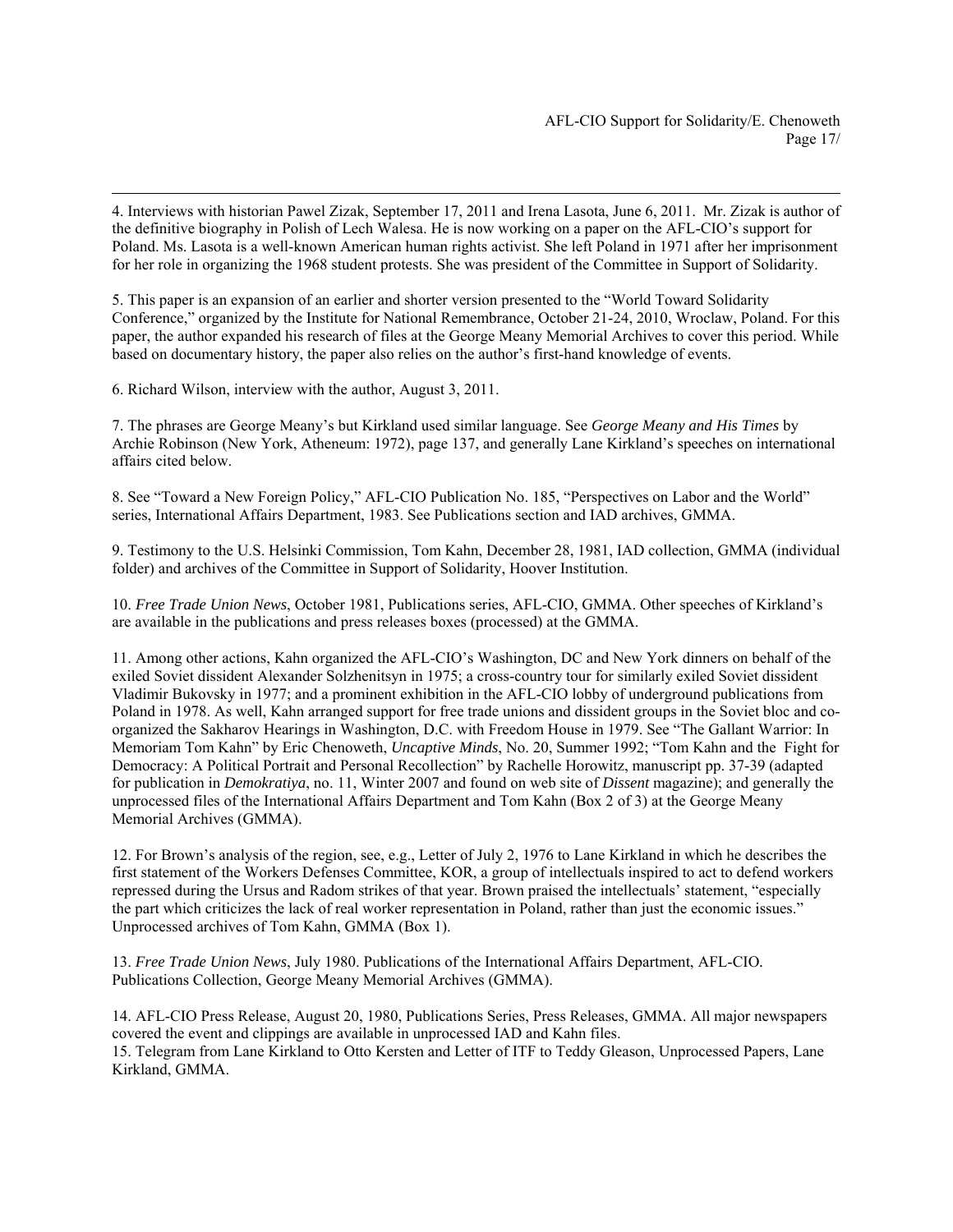4. Interviews with historian Pawel Zizak, September 17, 2011 and Irena Lasota, June 6, 2011. Mr. Zizak is author of the definitive biography in Polish of Lech Walesa. He is now working on a paper on the AFL-CIO's support for Poland. Ms. Lasota is a well-known American human rights activist. She left Poland in 1971 after her imprisonment for her role in organizing the 1968 student protests. She was president of the Committee in Support of Solidarity.

5. This paper is an expansion of an earlier and shorter version presented to the "World Toward Solidarity Conference," organized by the Institute for National Remembrance, October 21-24, 2010, Wroclaw, Poland. For this paper, the author expanded his research of files at the George Meany Memorial Archives to cover this period. While based on documentary history, the paper also relies on the author's first-hand knowledge of events.

6. Richard Wilson, interview with the author, August 3, 2011.

7. The phrases are George Meany's but Kirkland used similar language. See *George Meany and His Times* by Archie Robinson (New York, Atheneum: 1972), page 137, and generally Lane Kirkland's speeches on international affairs cited below.

8. See "Toward a New Foreign Policy," AFL-CIO Publication No. 185, "Perspectives on Labor and the World" series, International Affairs Department, 1983. See Publications section and IAD archives, GMMA.

9. Testimony to the U.S. Helsinki Commission, Tom Kahn, December 28, 1981, IAD collection, GMMA (individual folder) and archives of the Committee in Support of Solidarity, Hoover Institution.

10. *Free Trade Union News*, October 1981, Publications series, AFL-CIO, GMMA. Other speeches of Kirkland's are available in the publications and press releases boxes (processed) at the GMMA.

11. Among other actions, Kahn organized the AFL-CIO's Washington, DC and New York dinners on behalf of the exiled Soviet dissident Alexander Solzhenitsyn in 1975; a cross-country tour for similarly exiled Soviet dissident Vladimir Bukovsky in 1977; and a prominent exhibition in the AFL-CIO lobby of underground publications from Poland in 1978. As well, Kahn arranged support for free trade unions and dissident groups in the Soviet bloc and co-organized the Sakharov Hearings in Washington, D.C. with Freedom House in 1979. See "The Gallant Warrior: In Memoriam Tom Kahn" by Eric Chenoweth, *Uncaptive Minds*, No. 20, Summer 1992; "Tom Kahn and the Fight for Democracy: A Political Portrait and Personal Recollection" by Rachelle Horowitz, manuscript pp. 37-39 (adapted for publication in *Demokratiya*, no. 11, Winter 2007 and found on web site of *Dissent* magazine); and generally the unprocessed files of the International Affairs Department and Tom Kahn (Box 2 of 3) at the George Meany Memorial Archives (GMMA).

12. For Brown's analysis of the region, see, e.g., Letter of July 2, 1976 to Lane Kirkland in which he describes the first statement of the Workers Defenses Committee, KOR, a group of intellectuals inspired to act to defend workers repressed during the Ursus and Radom strikes of that year. Brown praised the intellectuals' statement, "especially the part which criticizes the lack of real worker representation in Poland, rather than just the economic issues." Unprocessed archives of Tom Kahn, GMMA (Box 1).

13. *Free Trade Union News*, July 1980. Publications of the International Affairs Department, AFL-CIO. Publications Collection, George Meany Memorial Archives (GMMA).

14. AFL-CIO Press Release, August 20, 1980, Publications Series, Press Releases, GMMA. All major newspapers covered the event and clippings are available in unprocessed IAD and Kahn files.

15. Telegram from Lane Kirkland to Otto Kersten and Letter of ITF to Teddy Gleason, Unprocessed Papers, Lane Kirkland, GMMA.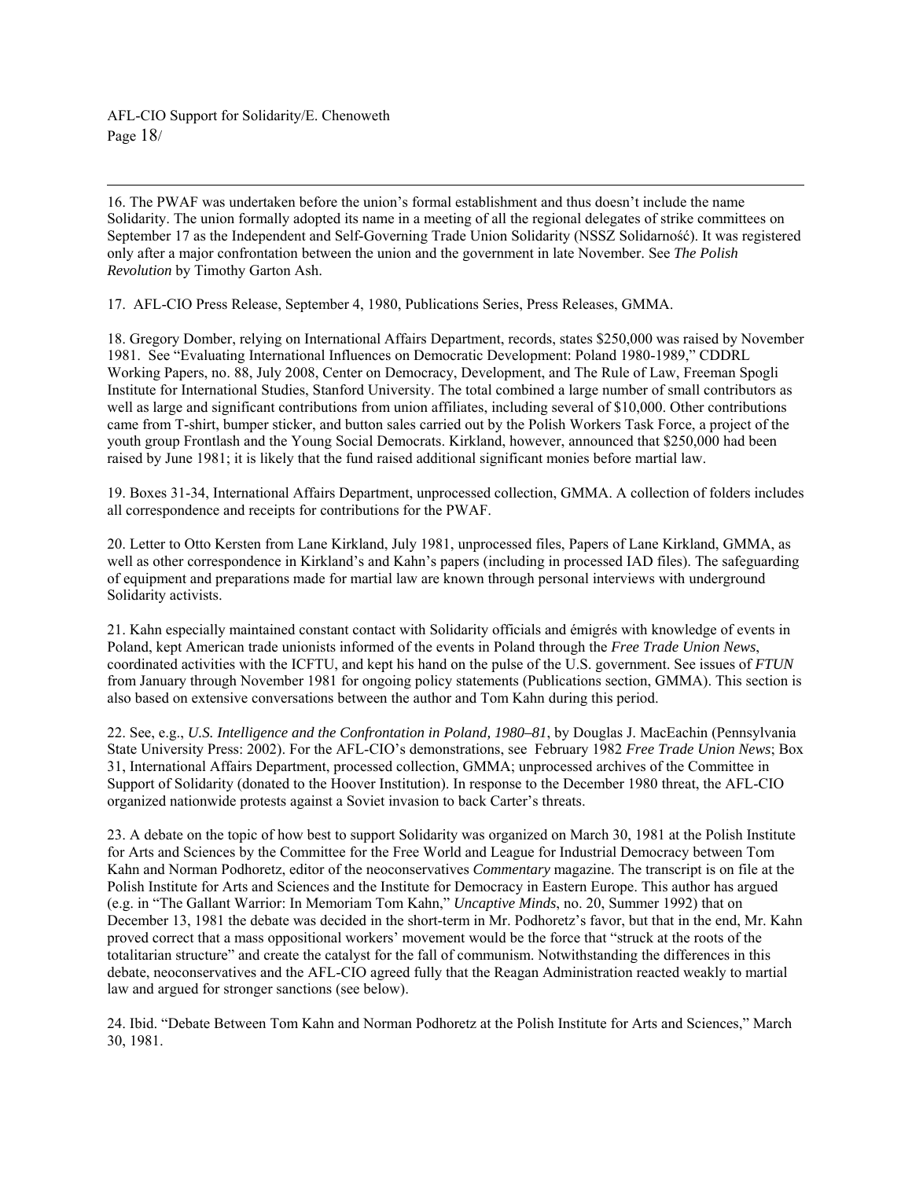16. The PWAF was undertaken before the union's formal establishment and thus doesn't include the name Solidarity. The union formally adopted its name in a meeting of all the regional delegates of strike committees on September 17 as the Independent and Self-Governing Trade Union Solidarity (NSSZ Solidarność). It was registered only after a major confrontation between the union and the government in late November. See *The Polish Revolution* by Timothy Garton Ash.

17. AFL-CIO Press Release, September 4, 1980, Publications Series, Press Releases, GMMA.

18. Gregory Domber, relying on International Affairs Department, records, states $250,000 was raised by November 1981. See "Evaluating International Influences on Democratic Development: Poland 1980-1989," CDDRL Working Papers, no. 88, July 2008, Center on Democracy, Development, and The Rule of Law, Freeman Spogli Institute for International Studies, Stanford University. The total combined a large number of small contributors as well as large and significant contributions from union affiliates, including several of $10,000. Other contributions came from T-shirt, bumper sticker, and button sales carried out by the Polish Workers Task Force, a project of the youth group Frontlash and the Young Social Democrats. Kirkland, however, announced that $250,000 had been raised by June 1981; it is likely that the fund raised additional significant monies before martial law.

19. Boxes 31-34, International Affairs Department, unprocessed collection, GMMA. A collection of folders includes all correspondence and receipts for contributions for the PWAF.

20. Letter to Otto Kersten from Lane Kirkland, July 1981, unprocessed files, Papers of Lane Kirkland, GMMA, as well as other correspondence in Kirkland's and Kahn's papers (including in processed IAD files). The safeguarding of equipment and preparations made for martial law are known through personal interviews with underground Solidarity activists.

21. Kahn especially maintained constant contact with Solidarity officials and émigrés with knowledge of events in Poland, kept American trade unionists informed of the events in Poland through the *Free Trade Union News*, coordinated activities with the ICFTU, and kept his hand on the pulse of the U.S. government. See issues of *FTUN* from January through November 1981 for ongoing policy statements (Publications section, GMMA). This section is also based on extensive conversations between the author and Tom Kahn during this period.

22. See, e.g., *U.S. Intelligence and the Confrontation in Poland, 1980–81*, by Douglas J. MacEachin (Pennsylvania State University Press: 2002). For the AFL-CIO's demonstrations, see February 1982 *Free Trade Union News*; Box 31, International Affairs Department, processed collection, GMMA; unprocessed archives of the Committee in Support of Solidarity (donated to the Hoover Institution). In response to the December 1980 threat, the AFL-CIO organized nationwide protests against a Soviet invasion to back Carter's threats.

23. A debate on the topic of how best to support Solidarity was organized on March 30, 1981 at the Polish Institute for Arts and Sciences by the Committee for the Free World and League for Industrial Democracy between Tom Kahn and Norman Podhoretz, editor of the neoconservatives *Commentary* magazine. The transcript is on file at the Polish Institute for Arts and Sciences and the Institute for Democracy in Eastern Europe. This author has argued (e.g. in "The Gallant Warrior: In Memoriam Tom Kahn," *Uncaptive Minds*, no. 20, Summer 1992) that on December 13, 1981 the debate was decided in the short-term in Mr. Podhoretz's favor, but that in the end, Mr. Kahn proved correct that a mass oppositional workers' movement would be the force that "struck at the roots of the totalitarian structure" and create the catalyst for the fall of communism. Notwithstanding the differences in this debate, neoconservatives and the AFL-CIO agreed fully that the Reagan Administration reacted weakly to martial law and argued for stronger sanctions (see below).

24. Ibid. "Debate Between Tom Kahn and Norman Podhoretz at the Polish Institute for Arts and Sciences," March 30, 1981.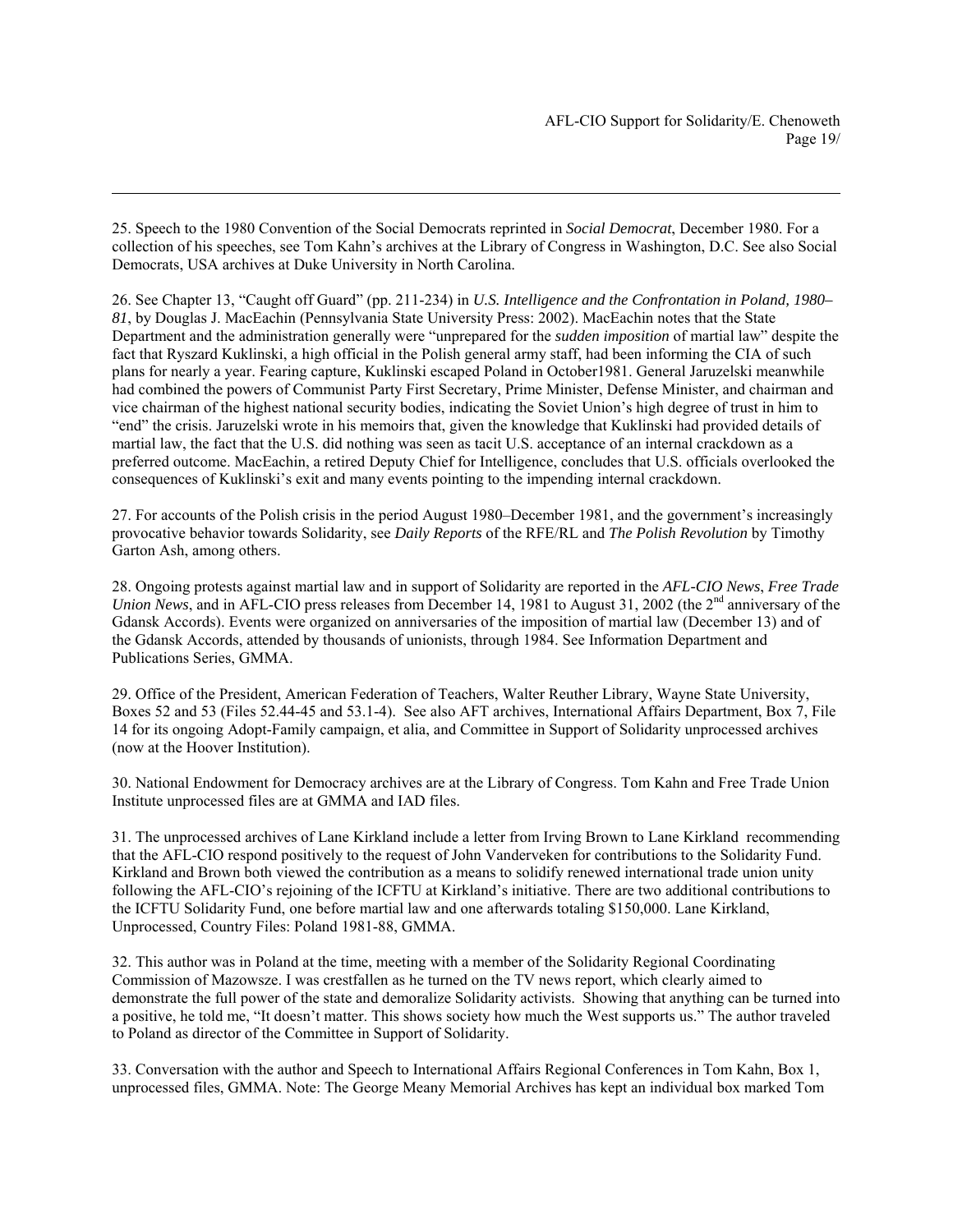25. Speech to the 1980 Convention of the Social Democrats reprinted in *Social Democrat*, December 1980. For a collection of his speeches, see Tom Kahn's archives at the Library of Congress in Washington, D.C. See also Social Democrats, USA archives at Duke University in North Carolina.

26. See Chapter 13, "Caught off Guard" (pp. 211-234) in *U.S. Intelligence and the Confrontation in Poland, 1980–81*, by Douglas J. MacEachin (Pennsylvania State University Press: 2002). MacEachin notes that the State Department and the administration generally were "unprepared for the *sudden imposition* of martial law" despite the fact that Ryszard Kuklinski, a high official in the Polish general army staff, had been informing the CIA of such plans for nearly a year. Fearing capture, Kuklinski escaped Poland in October1981. General Jaruzelski meanwhile had combined the powers of Communist Party First Secretary, Prime Minister, Defense Minister, and chairman and vice chairman of the highest national security bodies, indicating the Soviet Union's high degree of trust in him to "end" the crisis. Jaruzelski wrote in his memoirs that, given the knowledge that Kuklinski had provided details of martial law, the fact that the U.S. did nothing was seen as tacit U.S. acceptance of an internal crackdown as a preferred outcome. MacEachin, a retired Deputy Chief for Intelligence, concludes that U.S. officials overlooked the consequences of Kuklinski's exit and many events pointing to the impending internal crackdown.

27. For accounts of the Polish crisis in the period August 1980–December 1981, and the government's increasingly provocative behavior towards Solidarity, see *Daily Reports* of the RFE/RL and *The Polish Revolution* by Timothy Garton Ash, among others.

28. Ongoing protests against martial law and in support of Solidarity are reported in the *AFL-CIO News*, *Free Trade Union News*, and in AFL-CIO press releases from December 14, 1981 to August 31, 2002 (the 2nd anniversary of the Gdansk Accords). Events were organized on anniversaries of the imposition of martial law (December 13) and of the Gdansk Accords, attended by thousands of unionists, through 1984. See Information Department and Publications Series, GMMA.

29. Office of the President, American Federation of Teachers, Walter Reuther Library, Wayne State University, Boxes 52 and 53 (Files 52.44-45 and 53.1-4). See also AFT archives, International Affairs Department, Box 7, File 14 for its ongoing Adopt-Family campaign, et alia, and Committee in Support of Solidarity unprocessed archives (now at the Hoover Institution).

30. National Endowment for Democracy archives are at the Library of Congress. Tom Kahn and Free Trade Union Institute unprocessed files are at GMMA and IAD files.

31. The unprocessed archives of Lane Kirkland include a letter from Irving Brown to Lane Kirkland recommending that the AFL-CIO respond positively to the request of John Vanderveken for contributions to the Solidarity Fund. Kirkland and Brown both viewed the contribution as a means to solidify renewed international trade union unity following the AFL-CIO's rejoining of the ICFTU at Kirkland's initiative. There are two additional contributions to the ICFTU Solidarity Fund, one before martial law and one afterwards totaling $150,000. Lane Kirkland, Unprocessed, Country Files: Poland 1981-88, GMMA.

32. This author was in Poland at the time, meeting with a member of the Solidarity Regional Coordinating Commission of Mazowsze. I was crestfallen as he turned on the TV news report, which clearly aimed to demonstrate the full power of the state and demoralize Solidarity activists. Showing that anything can be turned into a positive, he told me, "It doesn't matter. This shows society how much the West supports us." The author traveled to Poland as director of the Committee in Support of Solidarity.

33. Conversation with the author and Speech to International Affairs Regional Conferences in Tom Kahn, Box 1, unprocessed files, GMMA. Note: The George Meany Memorial Archives has kept an individual box marked Tom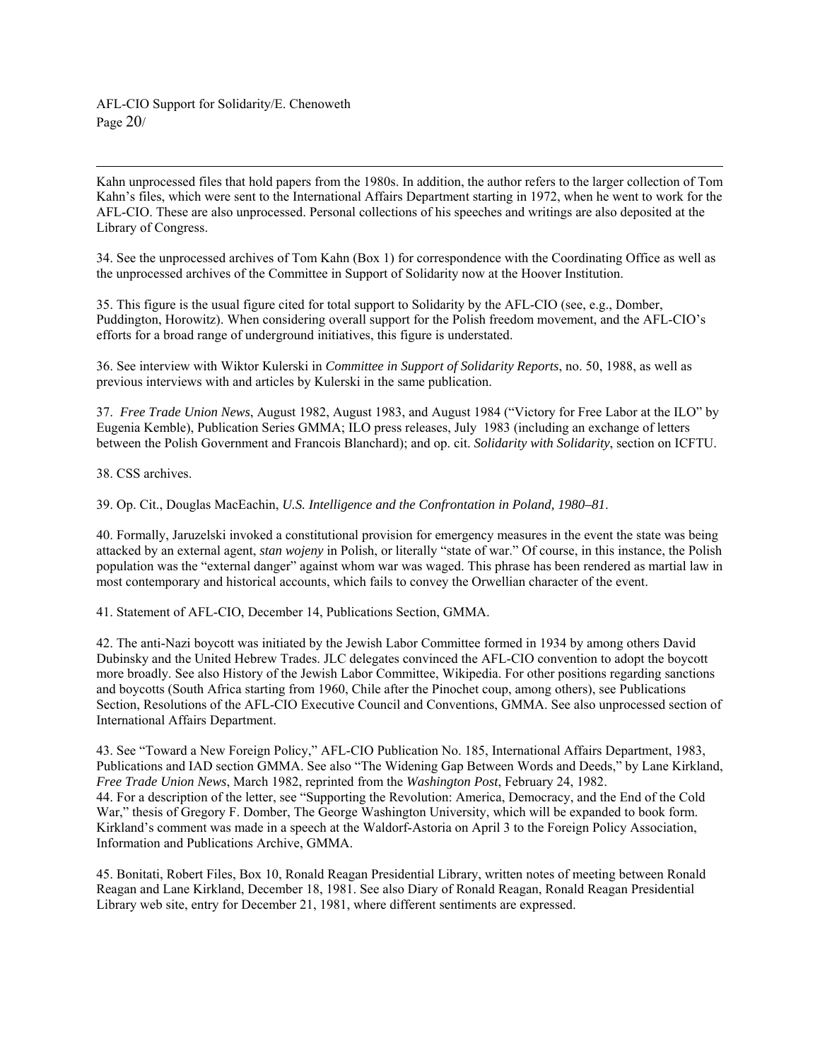Kahn unprocessed files that hold papers from the 1980s. In addition, the author refers to the larger collection of Tom Kahn's files, which were sent to the International Affairs Department starting in 1972, when he went to work for the AFL-CIO. These are also unprocessed. Personal collections of his speeches and writings are also deposited at the Library of Congress.

34. See the unprocessed archives of Tom Kahn (Box 1) for correspondence with the Coordinating Office as well as the unprocessed archives of the Committee in Support of Solidarity now at the Hoover Institution.

35. This figure is the usual figure cited for total support to Solidarity by the AFL-CIO (see, e.g., Domber, Puddington, Horowitz). When considering overall support for the Polish freedom movement, and the AFL-CIO's efforts for a broad range of underground initiatives, this figure is understated.

36. See interview with Wiktor Kulerski in *Committee in Support of Solidarity Reports*, no. 50, 1988, as well as previous interviews with and articles by Kulerski in the same publication.

37. *Free Trade Union News*, August 1982, August 1983, and August 1984 ("Victory for Free Labor at the ILO" by Eugenia Kemble), Publication Series GMMA; ILO press releases, July 1983 (including an exchange of letters between the Polish Government and Francois Blanchard); and op. cit. ***Solidarity with Solidarity***, section on ICFTU.

38. CSS archives.

39. Op. Cit., Douglas MacEachin, *U.S. Intelligence and the Confrontation in Poland, 1980–81*.

40. Formally, Jaruzelski invoked a constitutional provision for emergency measures in the event the state was being attacked by an external agent, *stan wojeny* in Polish, or literally "state of war." Of course, in this instance, the Polish population was the "external danger" against whom war was waged. This phrase has been rendered as martial law in most contemporary and historical accounts, which fails to convey the Orwellian character of the event.

41. Statement of AFL-CIO, December 14, Publications Section, GMMA.

42. The anti-Nazi boycott was initiated by the Jewish Labor Committee formed in 1934 by among others David Dubinsky and the United Hebrew Trades. JLC delegates convinced the AFL-CIO convention to adopt the boycott more broadly. See also History of the Jewish Labor Committee, Wikipedia. For other positions regarding sanctions and boycotts (South Africa starting from 1960, Chile after the Pinochet coup, among others), see Publications Section, Resolutions of the AFL-CIO Executive Council and Conventions, GMMA. See also unprocessed section of International Affairs Department.

43. See "Toward a New Foreign Policy," AFL-CIO Publication No. 185, International Affairs Department, 1983, Publications and IAD section GMMA. See also "The Widening Gap Between Words and Deeds," by Lane Kirkland, *Free Trade Union News*, March 1982, reprinted from the *Washington Post*, February 24, 1982.

44. For a description of the letter, see "Supporting the Revolution: America, Democracy, and the End of the Cold War," thesis of Gregory F. Domber, The George Washington University, which will be expanded to book form. Kirkland's comment was made in a speech at the Waldorf-Astoria on April 3 to the Foreign Policy Association, Information and Publications Archive, GMMA.

45. Bonitati, Robert Files, Box 10, Ronald Reagan Presidential Library, written notes of meeting between Ronald Reagan and Lane Kirkland, December 18, 1981. See also Diary of Ronald Reagan, Ronald Reagan Presidential Library web site, entry for December 21, 1981, where different sentiments are expressed.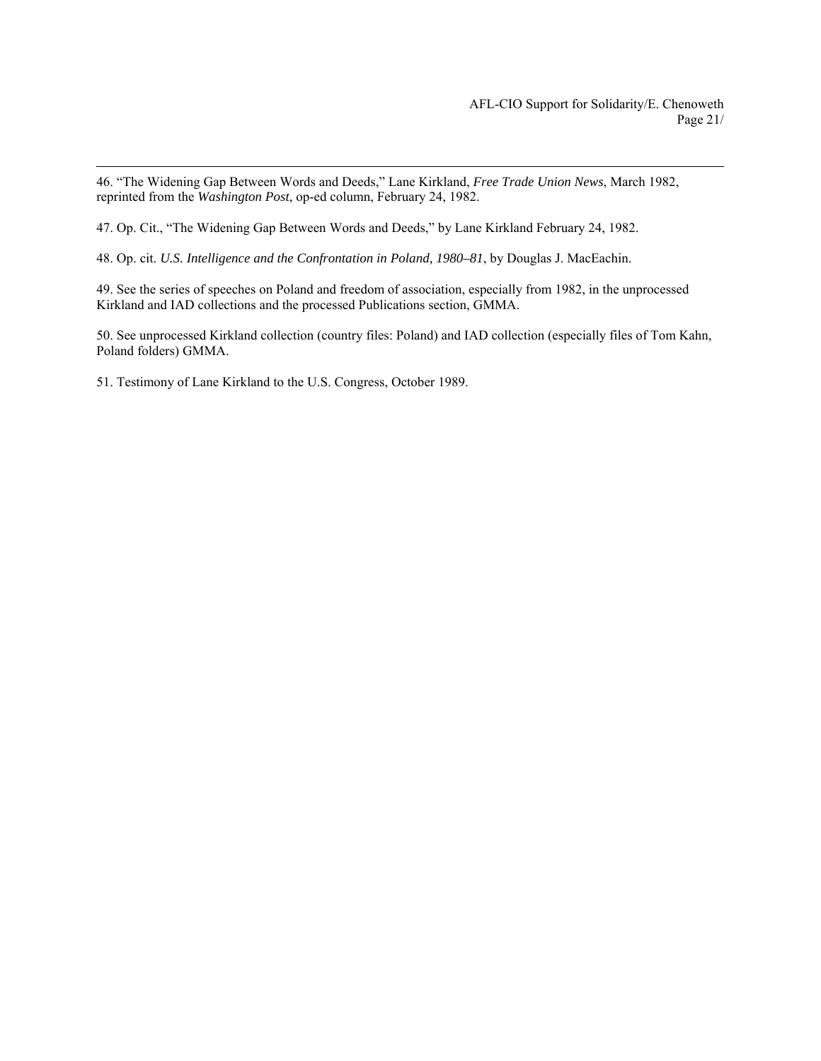46. "The Widening Gap Between Words and Deeds," Lane Kirkland, *Free Trade Union News*, March 1982, reprinted from the *Washington Post*, op-ed column, February 24, 1982.

47. Op. Cit., "The Widening Gap Between Words and Deeds," by Lane Kirkland February 24, 1982.

48. Op. cit. *U.S. Intelligence and the Confrontation in Poland, 1980–81*, by Douglas J. MacEachin.

49. See the series of speeches on Poland and freedom of association, especially from 1982, in the unprocessed Kirkland and IAD collections and the processed Publications section, GMMA.

50. See unprocessed Kirkland collection (country files: Poland) and IAD collection (especially files of Tom Kahn, Poland folders) GMMA.

51. Testimony of Lane Kirkland to the U.S. Congress, October 1989.